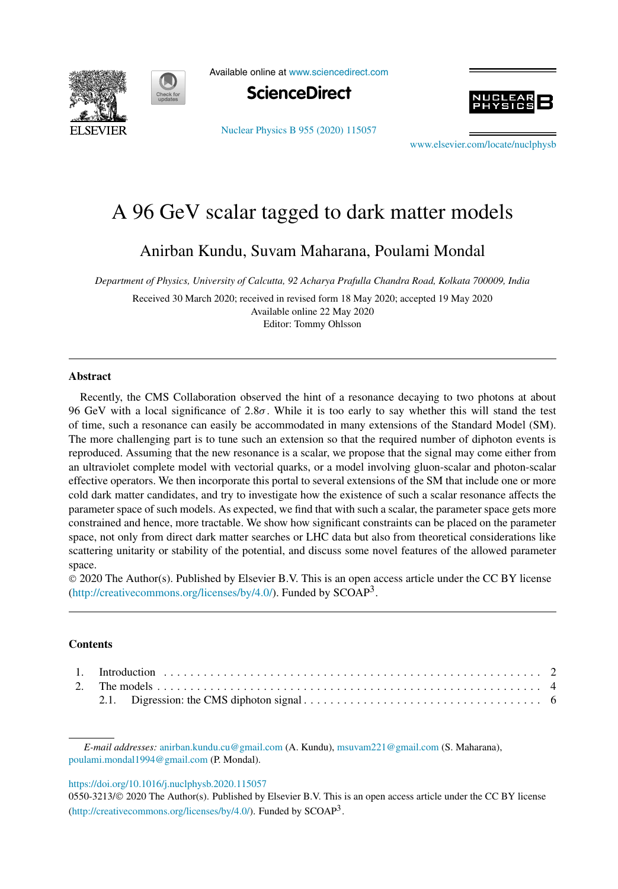# A 96 GeV scalar tagged to dark matter models

Anirban Kundu, Suvam Maharana, Poulami Mondal

*Department of Physics, University of Calcutta, 92 Acharya Prafulla Chandra Road, Kolkata 700009, India*

Received 30 March 2020; received in revised form 18 May 2020; accepted 19 May 2020
Available online 22 May 2020
Editor: Tommy Ohlsson

---

## Abstract

Recently, the CMS Collaboration observed the hint of a resonance decaying to two photons at about 96 GeV with a local significance of $2.8\sigma$. While it is too early to say whether this will stand the test of time, such a resonance can easily be accommodated in many extensions of the Standard Model (SM). The more challenging part is to tune such an extension so that the required number of diphoton events is reproduced. Assuming that the new resonance is a scalar, we propose that the signal may come either from an ultraviolet complete model with vectorial quarks, or a model involving gluon-scalar and photon-scalar effective operators. We then incorporate this portal to several extensions of the SM that include one or more cold dark matter candidates, and try to investigate how the existence of such a scalar resonance affects the parameter space of such models. As expected, we find that with such a scalar, the parameter space gets more constrained and hence, more tractable. We show how significant constraints can be placed on the parameter space, not only from direct dark matter searches or LHC data but also from theoretical considerations like scattering unitarity or stability of the potential, and discuss some novel features of the allowed parameter space.

© 2020 The Author(s). Published by Elsevier B.V. This is an open access article under the CC BY license (http://creativecommons.org/licenses/by/4.0/). Funded by SCOAP[3].

---

## Contents

1. Introduction . . . . . . . . . . 2
2. The models . . . . . . . . . . 4
   2.1. Digression: the CMS diphoton signal . . . . . . . . . . 6

---

*E-mail addresses:* anirban.kundu.cu@gmail.com (A. Kundu), msuvam221@gmail.com (S. Maharana), poulami.mondal1994@gmail.com (P. Mondal).

https://doi.org/10.1016/j.nuclphysb.2020.115057
0550-3213/© 2020 The Author(s). Published by Elsevier B.V. This is an open access article under the CC BY license (http://creativecommons.org/licenses/by/4.0/). Funded by SCOAP[3].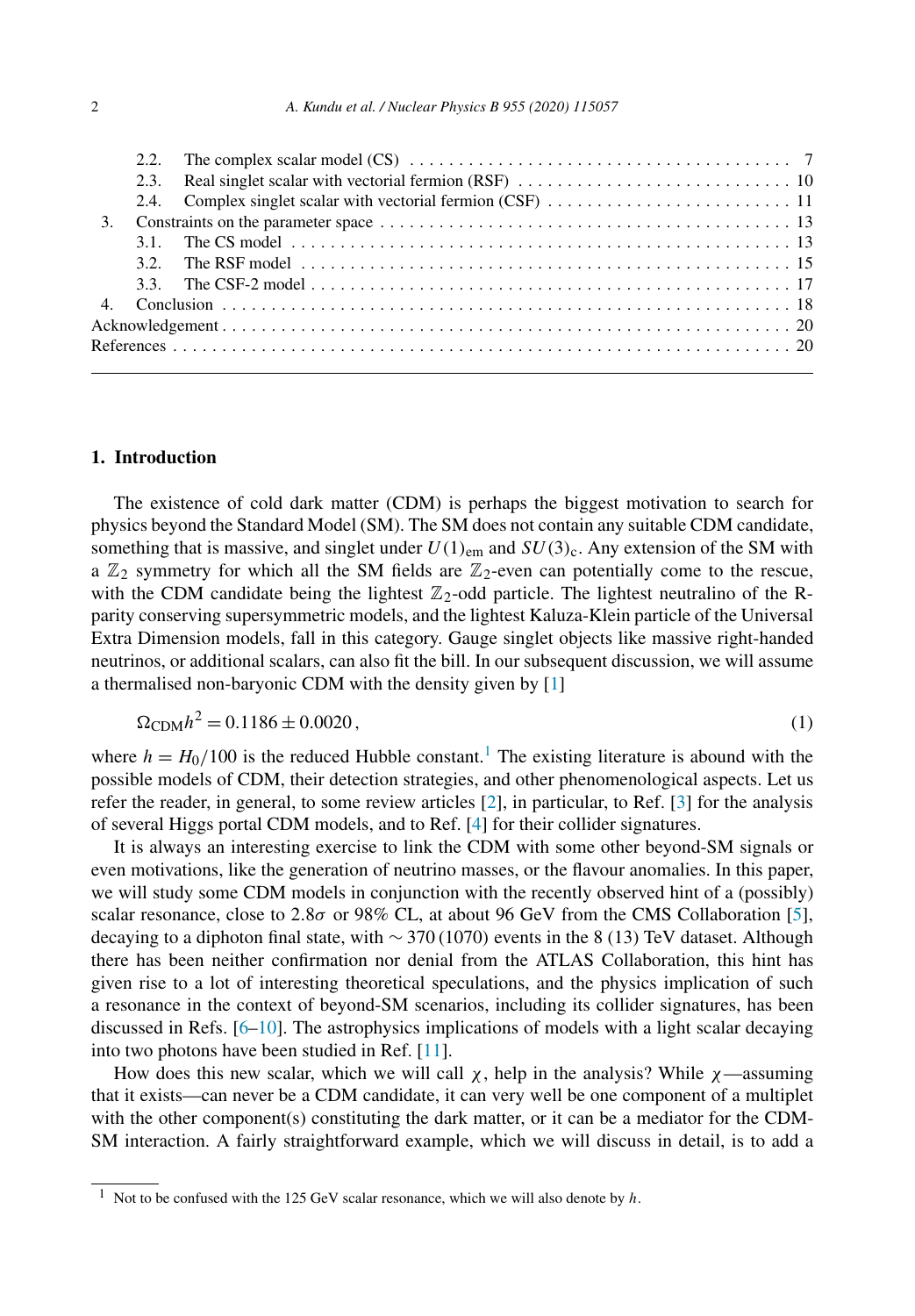2.2. The complex scalar model (CS) . . . . . . . . . . 7
2.3. Real singlet scalar with vectorial fermion (RSF) . . . . . . . . . . 10
2.4. Complex singlet scalar with vectorial fermion (CSF) . . . . . . . . . . 11
3. Constraints on the parameter space . . . . . . . . . . 13
3.1. The CS model . . . . . . . . . . 13
3.2. The RSF model . . . . . . . . . . 15
3.3. The CSF-2 model . . . . . . . . . . 17
4. Conclusion . . . . . . . . . . 18
Acknowledgement . . . . . . . . . . 20
References . . . . . . . . . . 20

## 1. Introduction

The existence of cold dark matter (CDM) is perhaps the biggest motivation to search for physics beyond the Standard Model (SM). The SM does not contain any suitable CDM candidate, something that is massive, and singlet under $U(1)_{\rm em}$ and $SU(3)_{\rm c}$. Any extension of the SM with a $\mathbb{Z}_2$ symmetry for which all the SM fields are $\mathbb{Z}_2$-even can potentially come to the rescue, with the CDM candidate being the lightest $\mathbb{Z}_2$-odd particle. The lightest neutralino of the R-parity conserving supersymmetric models, and the lightest Kaluza-Klein particle of the Universal Extra Dimension models, fall in this category. Gauge singlet objects like massive right-handed neutrinos, or additional scalars, can also fit the bill. In our subsequent discussion, we will assume a thermalised non-baryonic CDM with the density given by [1]

$$\Omega_{\rm CDM} h^2 = 0.1186 \pm 0.0020\,, \tag{1}$$

where $h = H_0/100$ is the reduced Hubble constant.[1] The existing literature is abound with the possible models of CDM, their detection strategies, and other phenomenological aspects. Let us refer the reader, in general, to some review articles [2], in particular, to Ref. [3] for the analysis of several Higgs portal CDM models, and to Ref. [4] for their collider signatures.

It is always an interesting exercise to link the CDM with some other beyond-SM signals or even motivations, like the generation of neutrino masses, or the flavour anomalies. In this paper, we will study some CDM models in conjunction with the recently observed hint of a (possibly) scalar resonance, close to $2.8\sigma$ or 98% CL, at about 96 GeV from the CMS Collaboration [5], decaying to a diphoton final state, with $\sim 370\,(1070)$ events in the 8 (13) TeV dataset. Although there has been neither confirmation nor denial from the ATLAS Collaboration, this hint has given rise to a lot of interesting theoretical speculations, and the physics implication of such a resonance in the context of beyond-SM scenarios, including its collider signatures, has been discussed in Refs. [6–10]. The astrophysics implications of models with a light scalar decaying into two photons have been studied in Ref. [11].

How does this new scalar, which we will call $\chi$, help in the analysis? While $\chi$—assuming that it exists—can never be a CDM candidate, it can very well be one component of a multiplet with the other component(s) constituting the dark matter, or it can be a mediator for the CDM-SM interaction. A fairly straightforward example, which we will discuss in detail, is to add a

[1] Not to be confused with the 125 GeV scalar resonance, which we will also denote by $h$.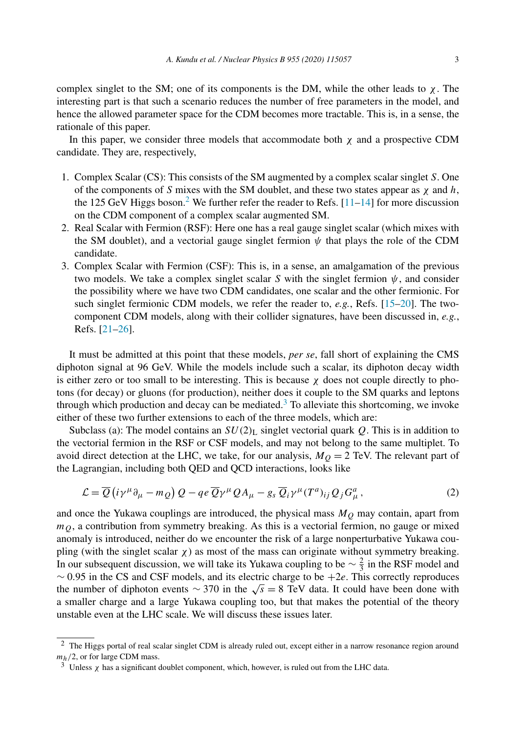complex singlet to the SM; one of its components is the DM, while the other leads to $\chi$. The interesting part is that such a scenario reduces the number of free parameters in the model, and hence the allowed parameter space for the CDM becomes more tractable. This is, in a sense, the rationale of this paper.

In this paper, we consider three models that accommodate both $\chi$ and a prospective CDM candidate. They are, respectively,

1. Complex Scalar (CS): This consists of the SM augmented by a complex scalar singlet $S$. One of the components of $S$ mixes with the SM doublet, and these two states appear as $\chi$ and $h$, the 125 GeV Higgs boson.[2] We further refer the reader to Refs. [11–14] for more discussion on the CDM component of a complex scalar augmented SM.
2. Real Scalar with Fermion (RSF): Here one has a real gauge singlet scalar (which mixes with the SM doublet), and a vectorial gauge singlet fermion $\psi$ that plays the role of the CDM candidate.
3. Complex Scalar with Fermion (CSF): This is, in a sense, an amalgamation of the previous two models. We take a complex singlet scalar $S$ with the singlet fermion $\psi$, and consider the possibility where we have two CDM candidates, one scalar and the other fermionic. For such singlet fermionic CDM models, we refer the reader to, *e.g.*, Refs. [15–20]. The two-component CDM models, along with their collider signatures, have been discussed in, *e.g.*, Refs. [21–26].

It must be admitted at this point that these models, *per se*, fall short of explaining the CMS diphoton signal at 96 GeV. While the models include such a scalar, its diphoton decay width is either zero or too small to be interesting. This is because $\chi$ does not couple directly to photons (for decay) or gluons (for production), neither does it couple to the SM quarks and leptons through which production and decay can be mediated.[3] To alleviate this shortcoming, we invoke either of these two further extensions to each of the three models, which are:

Subclass (a): The model contains an $SU(2)_L$ singlet vectorial quark $Q$. This is in addition to the vectorial fermion in the RSF or CSF models, and may not belong to the same multiplet. To avoid direct detection at the LHC, we take, for our analysis, $M_Q = 2$ TeV. The relevant part of the Lagrangian, including both QED and QCD interactions, looks like

$$\mathcal{L} = \overline{Q}\left(i\gamma^\mu\partial_\mu - m_Q\right)Q - qe\,\overline{Q}\gamma^\mu Q A_\mu - g_s\,\overline{Q}_i\gamma^\mu (T^a)_{ij}Q_j G^a_\mu\,, \tag{2}$$

and once the Yukawa couplings are introduced, the physical mass $M_Q$ may contain, apart from $m_Q$, a contribution from symmetry breaking. As this is a vectorial fermion, no gauge or mixed anomaly is introduced, neither do we encounter the risk of a large nonperturbative Yukawa coupling (with the singlet scalar $\chi$) as most of the mass can originate without symmetry breaking. In our subsequent discussion, we will take its Yukawa coupling to be $\sim \frac{2}{3}$ in the RSF model and $\sim 0.95$ in the CS and CSF models, and its electric charge to be $+2e$. This correctly reproduces the number of diphoton events $\sim 370$ in the $\sqrt{s} = 8$ TeV data. It could have been done with a smaller charge and a large Yukawa coupling too, but that makes the potential of the theory unstable even at the LHC scale. We will discuss these issues later.

---

[2] The Higgs portal of real scalar singlet CDM is already ruled out, except either in a narrow resonance region around $m_h/2$, or for large CDM mass.

[3] Unless $\chi$ has a significant doublet component, which, however, is ruled out from the LHC data.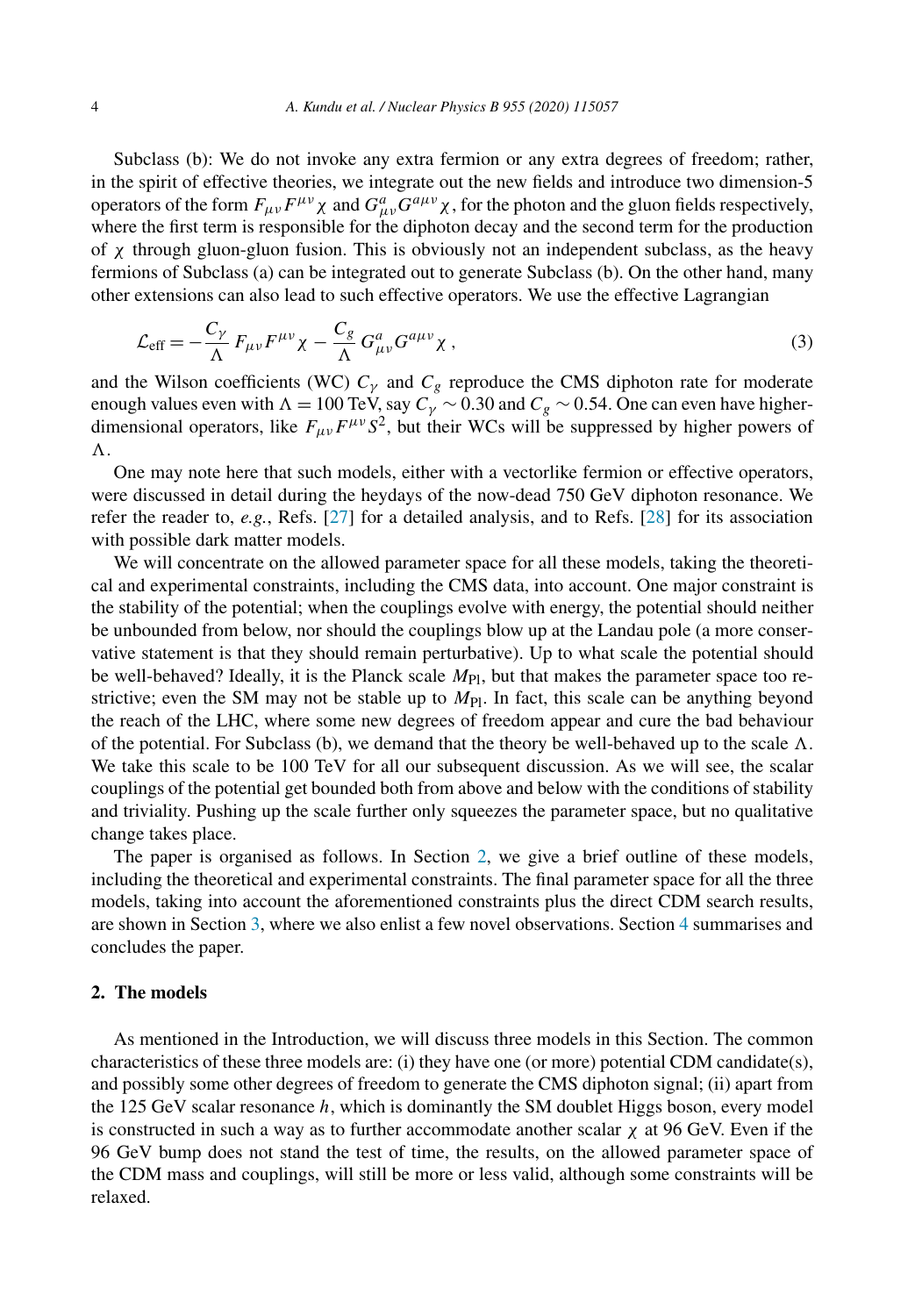Subclass (b): We do not invoke any extra fermion or any extra degrees of freedom; rather, in the spirit of effective theories, we integrate out the new fields and introduce two dimension-5 operators of the form $F_{\mu\nu}F^{\mu\nu}\chi$ and $G^a_{\mu\nu}G^{a\mu\nu}\chi$, for the photon and the gluon fields respectively, where the first term is responsible for the diphoton decay and the second term for the production of $\chi$ through gluon-gluon fusion. This is obviously not an independent subclass, as the heavy fermions of Subclass (a) can be integrated out to generate Subclass (b). On the other hand, many other extensions can also lead to such effective operators. We use the effective Lagrangian

$$\mathcal{L}_{\rm eff} = -\frac{C_\gamma}{\Lambda}\, F_{\mu\nu}F^{\mu\nu}\chi - \frac{C_g}{\Lambda}\, G^a_{\mu\nu}G^{a\mu\nu}\chi\,, \tag{3}$$

and the Wilson coefficients (WC) $C_\gamma$ and $C_g$ reproduce the CMS diphoton rate for moderate enough values even with $\Lambda = 100$ TeV, say $C_\gamma \sim 0.30$ and $C_g \sim 0.54$. One can even have higher-dimensional operators, like $F_{\mu\nu}F^{\mu\nu}S^2$, but their WCs will be suppressed by higher powers of $\Lambda$.

One may note here that such models, either with a vectorlike fermion or effective operators, were discussed in detail during the heydays of the now-dead 750 GeV diphoton resonance. We refer the reader to, *e.g.*, Refs. [27] for a detailed analysis, and to Refs. [28] for its association with possible dark matter models.

We will concentrate on the allowed parameter space for all these models, taking the theoretical and experimental constraints, including the CMS data, into account. One major constraint is the stability of the potential; when the couplings evolve with energy, the potential should neither be unbounded from below, nor should the couplings blow up at the Landau pole (a more conservative statement is that they should remain perturbative). Up to what scale the potential should be well-behaved? Ideally, it is the Planck scale $M_{\rm Pl}$, but that makes the parameter space too restrictive; even the SM may not be stable up to $M_{\rm Pl}$. In fact, this scale can be anything beyond the reach of the LHC, where some new degrees of freedom appear and cure the bad behaviour of the potential. For Subclass (b), we demand that the theory be well-behaved up to the scale $\Lambda$. We take this scale to be 100 TeV for all our subsequent discussion. As we will see, the scalar couplings of the potential get bounded both from above and below with the conditions of stability and triviality. Pushing up the scale further only squeezes the parameter space, but no qualitative change takes place.

The paper is organised as follows. In Section 2, we give a brief outline of these models, including the theoretical and experimental constraints. The final parameter space for all the three models, taking into account the aforementioned constraints plus the direct CDM search results, are shown in Section 3, where we also enlist a few novel observations. Section 4 summarises and concludes the paper.

## 2. The models

As mentioned in the Introduction, we will discuss three models in this Section. The common characteristics of these three models are: (i) they have one (or more) potential CDM candidate(s), and possibly some other degrees of freedom to generate the CMS diphoton signal; (ii) apart from the 125 GeV scalar resonance $h$, which is dominantly the SM doublet Higgs boson, every model is constructed in such a way as to further accommodate another scalar $\chi$ at 96 GeV. Even if the 96 GeV bump does not stand the test of time, the results, on the allowed parameter space of the CDM mass and couplings, will still be more or less valid, although some constraints will be relaxed.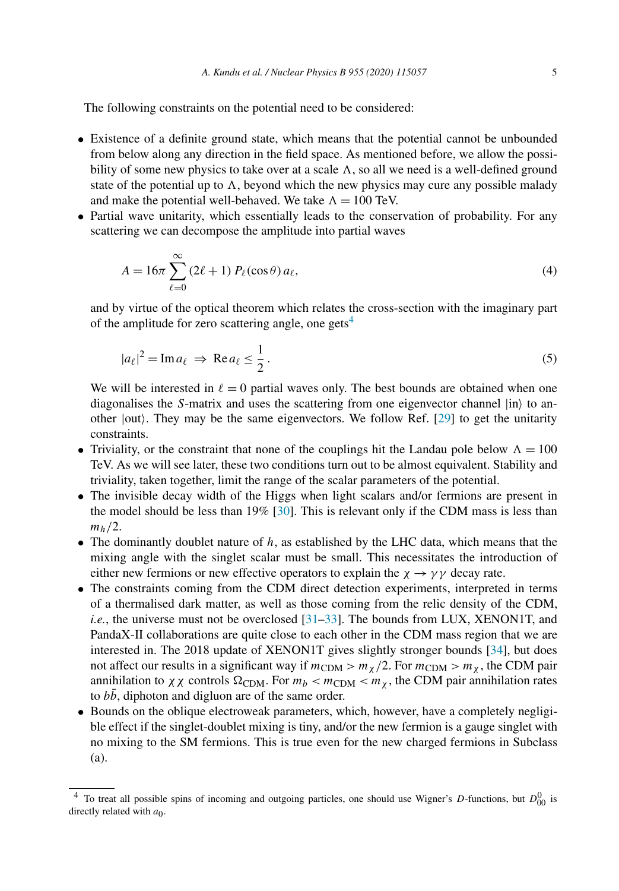The following constraints on the potential need to be considered:

- Existence of a definite ground state, which means that the potential cannot be unbounded from below along any direction in the field space. As mentioned before, we allow the possibility of some new physics to take over at a scale $\Lambda$, so all we need is a well-defined ground state of the potential up to $\Lambda$, beyond which the new physics may cure any possible malady and make the potential well-behaved. We take $\Lambda = 100$ TeV.
- Partial wave unitarity, which essentially leads to the conservation of probability. For any scattering we can decompose the amplitude into partial waves

$$A = 16\pi \sum_{\ell=0}^{\infty} (2\ell+1)\, P_\ell(\cos\theta)\, a_\ell, \tag{4}$$

  and by virtue of the optical theorem which relates the cross-section with the imaginary part of the amplitude for zero scattering angle, one gets[4]

$$|a_\ell|^2 = \mathrm{Im}\, a_\ell \;\Rightarrow\; \mathrm{Re}\, a_\ell \leq \frac{1}{2}\,. \tag{5}$$

  We will be interested in $\ell = 0$ partial waves only. The best bounds are obtained when one diagonalises the $S$-matrix and uses the scattering from one eigenvector channel $|\mathrm{in}\rangle$ to another $|\mathrm{out}\rangle$. They may be the same eigenvectors. We follow Ref. [29] to get the unitarity constraints.
- Triviality, or the constraint that none of the couplings hit the Landau pole below $\Lambda = 100$ TeV. As we will see later, these two conditions turn out to be almost equivalent. Stability and triviality, taken together, limit the range of the scalar parameters of the potential.
- The invisible decay width of the Higgs when light scalars and/or fermions are present in the model should be less than 19% [30]. This is relevant only if the CDM mass is less than $m_h/2$.
- The dominantly doublet nature of $h$, as established by the LHC data, which means that the mixing angle with the singlet scalar must be small. This necessitates the introduction of either new fermions or new effective operators to explain the $\chi \to \gamma\gamma$ decay rate.
- The constraints coming from the CDM direct detection experiments, interpreted in terms of a thermalised dark matter, as well as those coming from the relic density of the CDM, *i.e.*, the universe must not be overclosed [31–33]. The bounds from LUX, XENON1T, and PandaX-II collaborations are quite close to each other in the CDM mass region that we are interested in. The 2018 update of XENON1T gives slightly stronger bounds [34], but does not affect our results in a significant way if $m_{\mathrm{CDM}} > m_\chi/2$. For $m_{\mathrm{CDM}} > m_\chi$, the CDM pair annihilation to $\chi\chi$ controls $\Omega_{\mathrm{CDM}}$. For $m_b < m_{\mathrm{CDM}} < m_\chi$, the CDM pair annihilation rates to $b\bar{b}$, diphoton and digluon are of the same order.
- Bounds on the oblique electroweak parameters, which, however, have a completely negligible effect if the singlet-doublet mixing is tiny, and/or the new fermion is a gauge singlet with no mixing to the SM fermions. This is true even for the new charged fermions in Subclass (a).

---

[4] To treat all possible spins of incoming and outgoing particles, one should use Wigner's $D$-functions, but $D^0_{00}$ is directly related with $a_0$.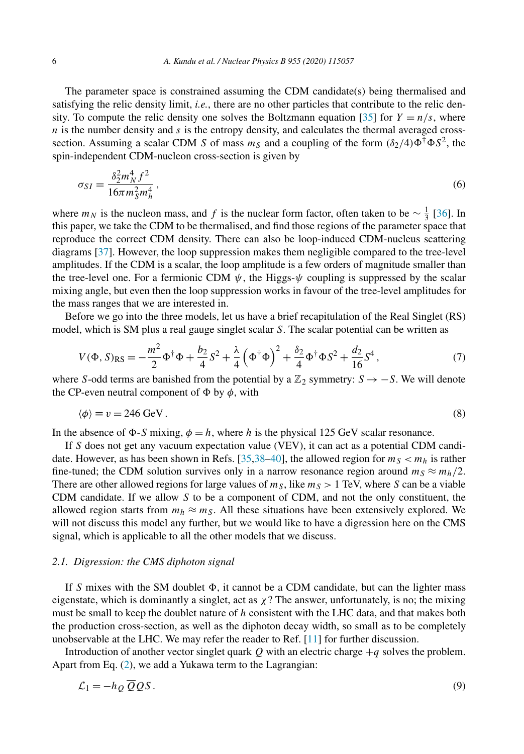The parameter space is constrained assuming the CDM candidate(s) being thermalised and satisfying the relic density limit, *i.e.*, there are no other particles that contribute to the relic density. To compute the relic density one solves the Boltzmann equation [35] for $Y = n/s$, where $n$ is the number density and $s$ is the entropy density, and calculates the thermal averaged cross-section. Assuming a scalar CDM $S$ of mass $m_S$ and a coupling of the form $(\delta_2/4)\Phi^\dagger\Phi S^2$, the spin-independent CDM-nucleon cross-section is given by

$$\sigma_{SI} = \frac{\delta_2^2 m_N^4 f^2}{16\pi m_S^2 m_h^4}\,, \tag{6}$$

where $m_N$ is the nucleon mass, and $f$ is the nuclear form factor, often taken to be $\sim \frac{1}{3}$ [36]. In this paper, we take the CDM to be thermalised, and find those regions of the parameter space that reproduce the correct CDM density. There can also be loop-induced CDM-nucleus scattering diagrams [37]. However, the loop suppression makes them negligible compared to the tree-level amplitudes. If the CDM is a scalar, the loop amplitude is a few orders of magnitude smaller than the tree-level one. For a fermionic CDM $\psi$, the Higgs-$\psi$ coupling is suppressed by the scalar mixing angle, but even then the loop suppression works in favour of the tree-level amplitudes for the mass ranges that we are interested in.

Before we go into the three models, let us have a brief recapitulation of the Real Singlet (RS) model, which is SM plus a real gauge singlet scalar $S$. The scalar potential can be written as

$$V(\Phi, S)_{\rm RS} = -\frac{m^2}{2}\Phi^\dagger\Phi + \frac{b_2}{4}S^2 + \frac{\lambda}{4}\left(\Phi^\dagger\Phi\right)^2 + \frac{\delta_2}{4}\Phi^\dagger\Phi S^2 + \frac{d_2}{16}S^4\,, \tag{7}$$

where $S$-odd terms are banished from the potential by a $\mathbb{Z}_2$ symmetry: $S \to -S$. We will denote the CP-even neutral component of $\Phi$ by $\phi$, with

$$\langle\phi\rangle \equiv v = 246 \text{ GeV}\,. \tag{8}$$

In the absence of $\Phi$-$S$ mixing, $\phi = h$, where $h$ is the physical 125 GeV scalar resonance.

If $S$ does not get any vacuum expectation value (VEV), it can act as a potential CDM candidate. However, as has been shown in Refs. [35,38–40], the allowed region for $m_S < m_h$ is rather fine-tuned; the CDM solution survives only in a narrow resonance region around $m_S \approx m_h/2$. There are other allowed regions for large values of $m_S$, like $m_S > 1$ TeV, where $S$ can be a viable CDM candidate. If we allow $S$ to be a component of CDM, and not the only constituent, the allowed region starts from $m_h \approx m_S$. All these situations have been extensively explored. We will not discuss this model any further, but we would like to have a digression here on the CMS signal, which is applicable to all the other models that we discuss.

### 2.1. Digression: the CMS diphoton signal

If $S$ mixes with the SM doublet $\Phi$, it cannot be a CDM candidate, but can the lighter mass eigenstate, which is dominantly a singlet, act as $\chi$? The answer, unfortunately, is no; the mixing must be small to keep the doublet nature of $h$ consistent with the LHC data, and that makes both the production cross-section, as well as the diphoton decay width, so small as to be completely unobservable at the LHC. We may refer the reader to Ref. [11] for further discussion.

Introduction of another vector singlet quark $Q$ with an electric charge $+q$ solves the problem. Apart from Eq. (2), we add a Yukawa term to the Lagrangian:

$$\mathcal{L}_1 = -h_Q\,\overline{Q}QS\,. \tag{9}$$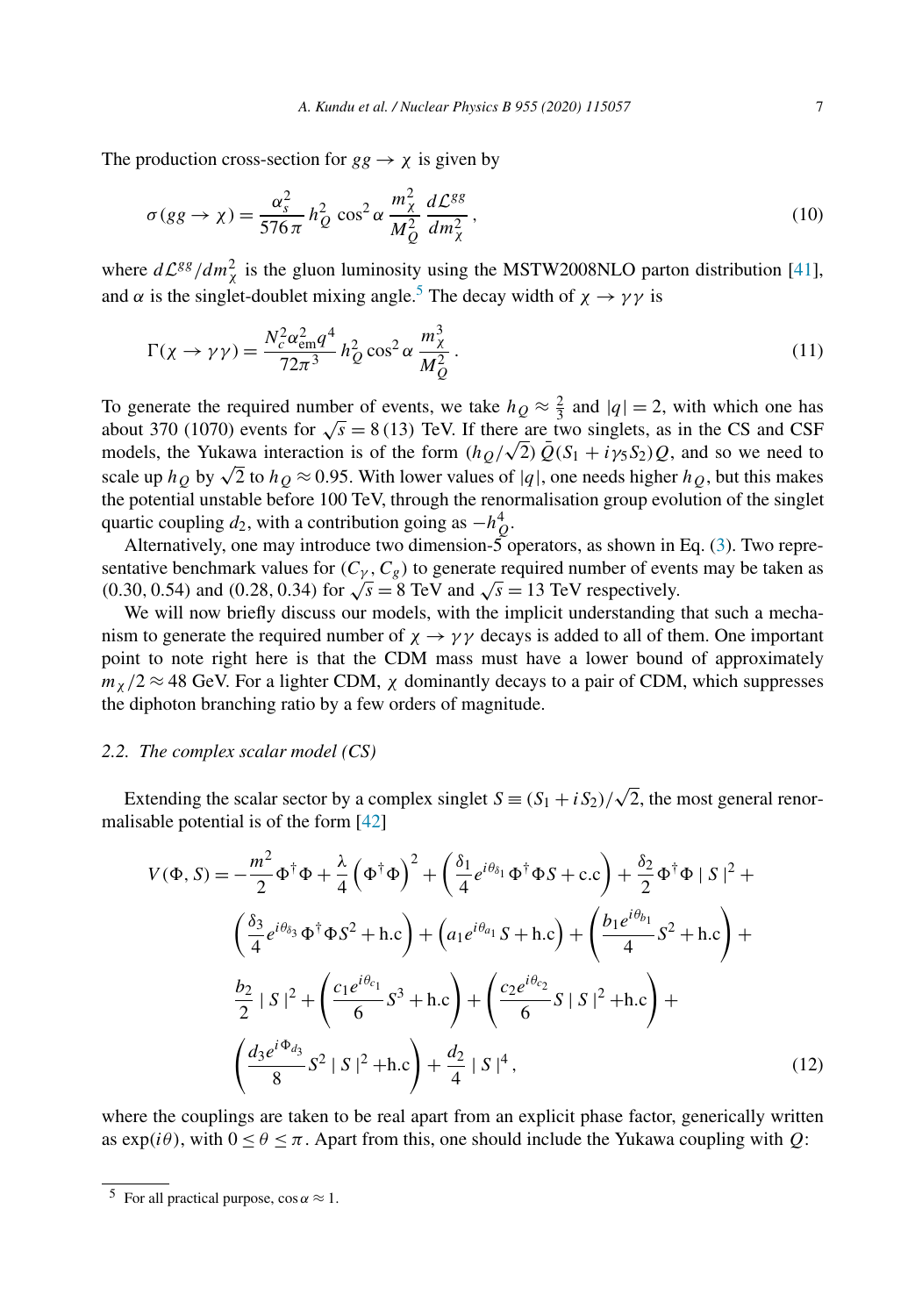The production cross-section for $gg \to \chi$ is given by

$$
\sigma(gg \to \chi) = \frac{\alpha_s^2}{576\pi}\, h_Q^2\, \cos^2\alpha\, \frac{m_\chi^2}{M_Q^2}\, \frac{d\mathcal{L}^{gg}}{dm_\chi^2}\,, \tag{10}
$$

where $d\mathcal{L}^{gg}/dm_\chi^2$ is the gluon luminosity using the MSTW2008NLO parton distribution [41], and $\alpha$ is the singlet-doublet mixing angle.[5] The decay width of $\chi \to \gamma\gamma$ is

$$
\Gamma(\chi \to \gamma\gamma) = \frac{N_c^2 \alpha_{\rm em}^2 q^4}{72\pi^3}\, h_Q^2 \cos^2\alpha\, \frac{m_\chi^3}{M_Q^2}\,. \tag{11}
$$

To generate the required number of events, we take $h_Q \approx \frac{2}{3}$ and $|q| = 2$, with which one has about 370 (1070) events for $\sqrt{s} = 8\,(13)$ TeV. If there are two singlets, as in the CS and CSF models, the Yukawa interaction is of the form $(h_Q/\sqrt{2})\,\bar{Q}(S_1 + i\gamma_5 S_2)Q$, and so we need to scale up $h_Q$ by $\sqrt{2}$ to $h_Q \approx 0.95$. With lower values of $|q|$, one needs higher $h_Q$, but this makes the potential unstable before 100 TeV, through the renormalisation group evolution of the singlet quartic coupling $d_2$, with a contribution going as $-h_Q^4$.

Alternatively, one may introduce two dimension-5 operators, as shown in Eq. (3). Two representative benchmark values for $(C_\gamma, C_g)$ to generate required number of events may be taken as $(0.30, 0.54)$ and $(0.28, 0.34)$ for $\sqrt{s} = 8$ TeV and $\sqrt{s} = 13$ TeV respectively.

We will now briefly discuss our models, with the implicit understanding that such a mechanism to generate the required number of $\chi \to \gamma\gamma$ decays is added to all of them. One important point to note right here is that the CDM mass must have a lower bound of approximately $m_\chi/2 \approx 48$ GeV. For a lighter CDM, $\chi$ dominantly decays to a pair of CDM, which suppresses the diphoton branching ratio by a few orders of magnitude.

### 2.2. The complex scalar model (CS)

Extending the scalar sector by a complex singlet $S \equiv (S_1 + iS_2)/\sqrt{2}$, the most general renormalisable potential is of the form [42]

$$
\begin{aligned}
V(\Phi, S) = &-\frac{m^2}{2}\Phi^\dagger\Phi + \frac{\lambda}{4}\left(\Phi^\dagger\Phi\right)^2 + \left(\frac{\delta_1}{4}e^{i\theta_{\delta_1}}\,\Phi^\dagger\Phi S + \text{c.c}\right) + \frac{\delta_2}{2}\Phi^\dagger\Phi \mid S\mid^2 + \\
&\left(\frac{\delta_3}{4}e^{i\theta_{\delta_3}}\,\Phi^\dagger\Phi S^2 + \text{h.c}\right) + \left(a_1 e^{i\theta_{a_1}}\,S + \text{h.c}\right) + \left(\frac{b_1 e^{i\theta_{b_1}}}{4}S^2 + \text{h.c}\right) + \\
&\frac{b_2}{2}\mid S\mid^2 + \left(\frac{c_1 e^{i\theta_{c_1}}}{6}S^3 + \text{h.c}\right) + \left(\frac{c_2 e^{i\theta_{c_2}}}{6}S\mid S\mid^2 + \text{h.c}\right) + \\
&\left(\frac{d_3 e^{i\Phi_{d_3}}}{8}S^2\mid S\mid^2 + \text{h.c}\right) + \frac{d_2}{4}\mid S\mid^4\,,
\end{aligned} \tag{12}
$$

where the couplings are taken to be real apart from an explicit phase factor, generically written as $\exp(i\theta)$, with $0 \le \theta \le \pi$. Apart from this, one should include the Yukawa coupling with $Q$:

[5] For all practical purpose, $\cos\alpha \approx 1$.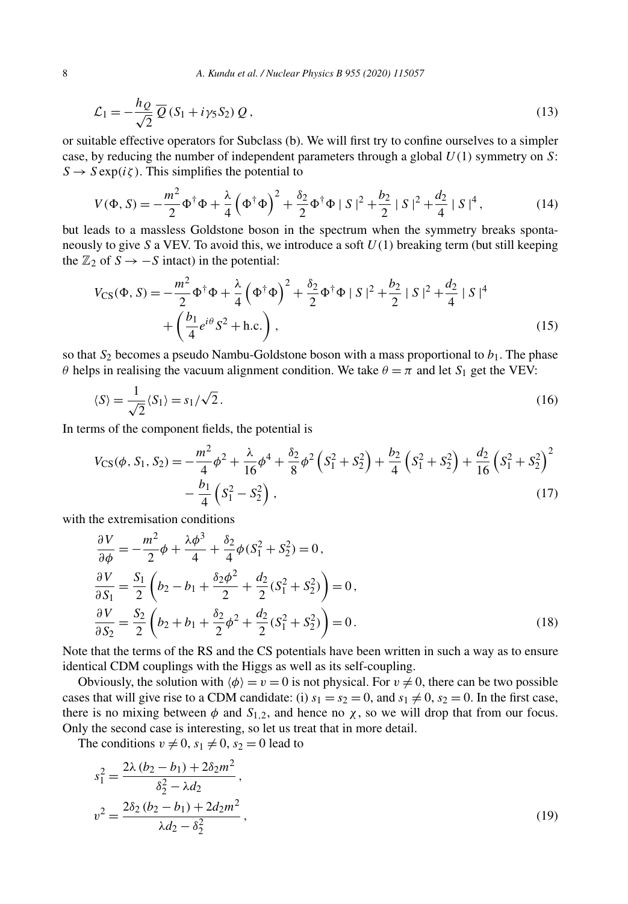$$\mathcal{L}_1 = -\frac{h_Q}{\sqrt{2}}\,\overline{Q}\,(S_1 + i\gamma_5 S_2)\,Q\,, \tag{13}$$

or suitable effective operators for Subclass (b). We will first try to confine ourselves to a simpler case, by reducing the number of independent parameters through a global $U(1)$ symmetry on $S$: $S \to S\exp(i\zeta)$. This simplifies the potential to

$$V(\Phi, S) = -\frac{m^2}{2}\Phi^\dagger\Phi + \frac{\lambda}{4}\left(\Phi^\dagger\Phi\right)^2 + \frac{\delta_2}{2}\Phi^\dagger\Phi\mid S\mid^2 + \frac{b_2}{2}\mid S\mid^2 + \frac{d_2}{4}\mid S\mid^4\,, \tag{14}$$

but leads to a massless Goldstone boson in the spectrum when the symmetry breaks spontaneously to give $S$ a VEV. To avoid this, we introduce a soft $U(1)$ breaking term (but still keeping the $\mathbb{Z}_2$ of $S \to -S$ intact) in the potential:

$$\begin{aligned}V_{\rm CS}(\Phi, S) = &-\frac{m^2}{2}\Phi^\dagger\Phi + \frac{\lambda}{4}\left(\Phi^\dagger\Phi\right)^2 + \frac{\delta_2}{2}\Phi^\dagger\Phi\mid S\mid^2 + \frac{b_2}{2}\mid S\mid^2 + \frac{d_2}{4}\mid S\mid^4 \\ &+ \left(\frac{b_1}{4}e^{i\theta}S^2 + \text{h.c.}\right),\end{aligned} \tag{15}$$

so that $S_2$ becomes a pseudo Nambu-Goldstone boson with a mass proportional to $b_1$. The phase $\theta$ helps in realising the vacuum alignment condition. We take $\theta = \pi$ and let $S_1$ get the VEV:

$$\langle S\rangle = \frac{1}{\sqrt{2}}\langle S_1\rangle = s_1/\sqrt{2}\,. \tag{16}$$

In terms of the component fields, the potential is

$$\begin{aligned}V_{\rm CS}(\phi, S_1, S_2) = &-\frac{m^2}{4}\phi^2 + \frac{\lambda}{16}\phi^4 + \frac{\delta_2}{8}\phi^2\left(S_1^2 + S_2^2\right) + \frac{b_2}{4}\left(S_1^2 + S_2^2\right) + \frac{d_2}{16}\left(S_1^2 + S_2^2\right)^2 \\ &- \frac{b_1}{4}\left(S_1^2 - S_2^2\right),\end{aligned} \tag{17}$$

with the extremisation conditions

$$\begin{aligned}\frac{\partial V}{\partial\phi} &= -\frac{m^2}{2}\phi + \frac{\lambda\phi^3}{4} + \frac{\delta_2}{4}\phi(S_1^2 + S_2^2) = 0\,, \\ \frac{\partial V}{\partial S_1} &= \frac{S_1}{2}\left(b_2 - b_1 + \frac{\delta_2\phi^2}{2} + \frac{d_2}{2}(S_1^2 + S_2^2)\right) = 0\,, \\ \frac{\partial V}{\partial S_2} &= \frac{S_2}{2}\left(b_2 + b_1 + \frac{\delta_2}{2}\phi^2 + \frac{d_2}{2}(S_1^2 + S_2^2)\right) = 0\,.\end{aligned} \tag{18}$$

Note that the terms of the RS and the CS potentials have been written in such a way as to ensure identical CDM couplings with the Higgs as well as its self-coupling.

Obviously, the solution with $\langle\phi\rangle = v = 0$ is not physical. For $v \neq 0$, there can be two possible cases that will give rise to a CDM candidate: (i) $s_1 = s_2 = 0$, and $s_1 \neq 0$, $s_2 = 0$. In the first case, there is no mixing between $\phi$ and $S_{1,2}$, and hence no $\chi$, so we will drop that from our focus. Only the second case is interesting, so let us treat that in more detail.

The conditions $v \neq 0$, $s_1 \neq 0$, $s_2 = 0$ lead to

$$\begin{aligned}s_1^2 &= \frac{2\lambda\,(b_2 - b_1) + 2\delta_2 m^2}{\delta_2^2 - \lambda d_2}\,, \\ v^2 &= \frac{2\delta_2\,(b_2 - b_1) + 2d_2 m^2}{\lambda d_2 - \delta_2^2}\,,\end{aligned} \tag{19}$$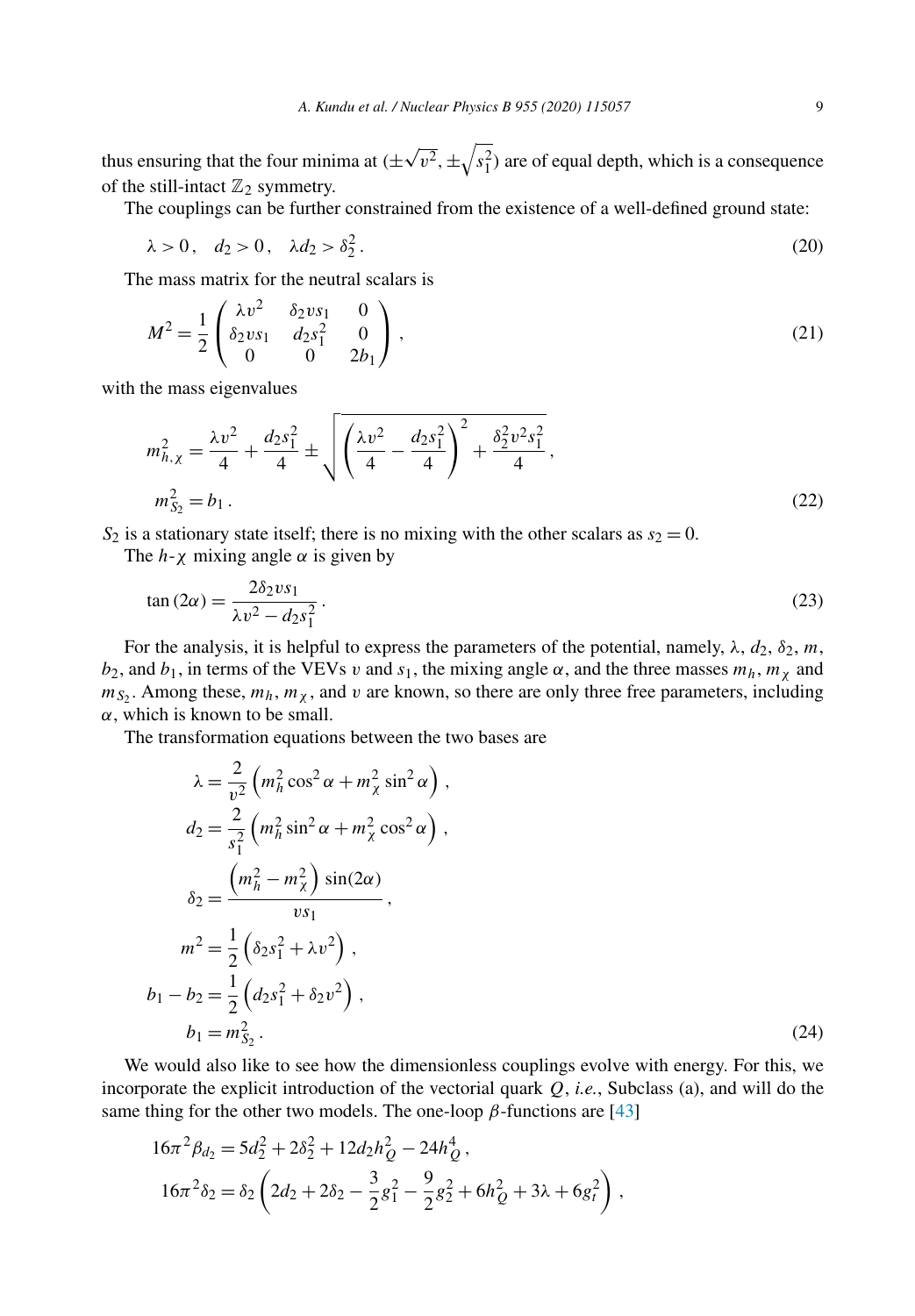thus ensuring that the four minima at $(\pm\sqrt{v^2}, \pm\sqrt{s_1^2})$ are of equal depth, which is a consequence of the still-intact $\mathbb{Z}_2$ symmetry.

The couplings can be further constrained from the existence of a well-defined ground state:

$$\lambda > 0\,, \quad d_2 > 0\,, \quad \lambda d_2 > \delta_2^2\,. \tag{20}$$

The mass matrix for the neutral scalars is

$$M^2 = \frac{1}{2}\begin{pmatrix} \lambda v^2 & \delta_2 v s_1 & 0 \\ \delta_2 v s_1 & d_2 s_1^2 & 0 \\ 0 & 0 & 2b_1 \end{pmatrix}\,, \tag{21}$$

with the mass eigenvalues

$$\begin{aligned} m_{h,\chi}^2 &= \frac{\lambda v^2}{4} + \frac{d_2 s_1^2}{4} \pm \sqrt{\left(\frac{\lambda v^2}{4} - \frac{d_2 s_1^2}{4}\right)^2 + \frac{\delta_2^2 v^2 s_1^2}{4}}\,, \\ m_{S_2}^2 &= b_1\,. \end{aligned} \tag{22}$$

$S_2$ is a stationary state itself; there is no mixing with the other scalars as $s_2 = 0$.

The $h$-$\chi$ mixing angle $\alpha$ is given by

$$\tan(2\alpha) = \frac{2\delta_2 v s_1}{\lambda v^2 - d_2 s_1^2}\,. \tag{23}$$

For the analysis, it is helpful to express the parameters of the potential, namely, $\lambda$, $d_2$, $\delta_2$, $m$, $b_2$, and $b_1$, in terms of the VEVs $v$ and $s_1$, the mixing angle $\alpha$, and the three masses $m_h$, $m_\chi$ and $m_{S_2}$. Among these, $m_h$, $m_\chi$, and $v$ are known, so there are only three free parameters, including $\alpha$, which is known to be small.

The transformation equations between the two bases are

$$\begin{aligned} \lambda &= \frac{2}{v^2}\left(m_h^2 \cos^2\alpha + m_\chi^2 \sin^2\alpha\right)\,, \\ d_2 &= \frac{2}{s_1^2}\left(m_h^2 \sin^2\alpha + m_\chi^2 \cos^2\alpha\right)\,, \\ \delta_2 &= \frac{\left(m_h^2 - m_\chi^2\right)\sin(2\alpha)}{v s_1}\,, \\ m^2 &= \frac{1}{2}\left(\delta_2 s_1^2 + \lambda v^2\right)\,, \\ b_1 - b_2 &= \frac{1}{2}\left(d_2 s_1^2 + \delta_2 v^2\right)\,, \\ b_1 &= m_{S_2}^2\,. \end{aligned} \tag{24}$$

We would also like to see how the dimensionless couplings evolve with energy. For this, we incorporate the explicit introduction of the vectorial quark $Q$, *i.e.*, Subclass (a), and will do the same thing for the other two models. The one-loop $\beta$-functions are [43]

$$\begin{aligned} 16\pi^2 \beta_{d_2} &= 5d_2^2 + 2\delta_2^2 + 12 d_2 h_Q^2 - 24 h_Q^4\,, \\ 16\pi^2 \delta_2 &= \delta_2\left(2d_2 + 2\delta_2 - \frac{3}{2}g_1^2 - \frac{9}{2}g_2^2 + 6h_Q^2 + 3\lambda + 6g_t^2\right)\,, \end{aligned}$$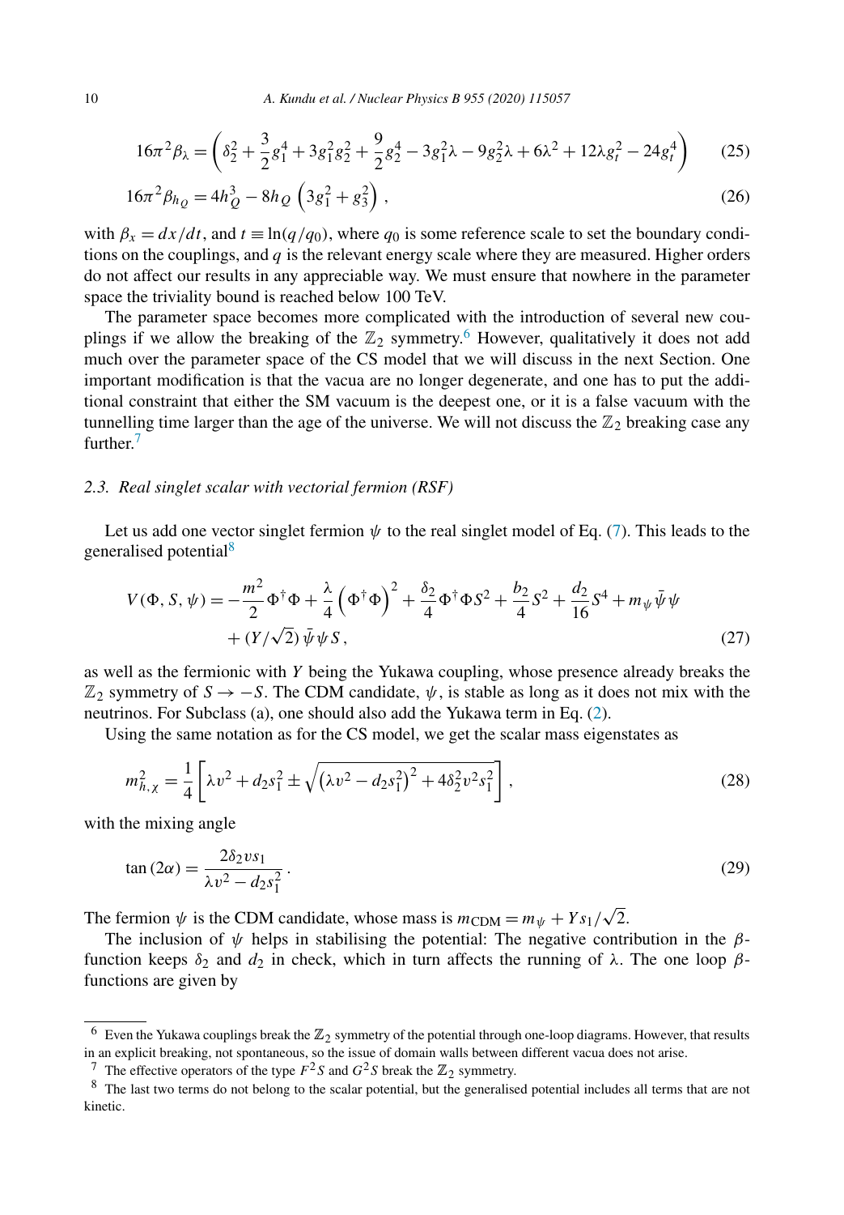$$16\pi^2\beta_\lambda = \left(\delta_2^2 + \frac{3}{2}g_1^4 + 3g_1^2 g_2^2 + \frac{9}{2}g_2^4 - 3g_1^2\lambda - 9g_2^2\lambda + 6\lambda^2 + 12\lambda g_t^2 - 24g_t^4\right) \tag{25}$$

$$16\pi^2\beta_{h_Q} = 4h_Q^3 - 8h_Q\left(3g_1^2 + g_3^2\right), \tag{26}$$

with $\beta_x = dx/dt$, and $t \equiv \ln(q/q_0)$, where $q_0$ is some reference scale to set the boundary conditions on the couplings, and $q$ is the relevant energy scale where they are measured. Higher orders do not affect our results in any appreciable way. We must ensure that nowhere in the parameter space the triviality bound is reached below 100 TeV.

The parameter space becomes more complicated with the introduction of several new couplings if we allow the breaking of the $\mathbb{Z}_2$ symmetry.[6] However, qualitatively it does not add much over the parameter space of the CS model that we will discuss in the next Section. One important modification is that the vacua are no longer degenerate, and one has to put the additional constraint that either the SM vacuum is the deepest one, or it is a false vacuum with the tunnelling time larger than the age of the universe. We will not discuss the $\mathbb{Z}_2$ breaking case any further.[7]

### 2.3. Real singlet scalar with vectorial fermion (RSF)

Let us add one vector singlet fermion $\psi$ to the real singlet model of Eq. (7). This leads to the generalised potential[8]

$$V(\Phi, S, \psi) = -\frac{m^2}{2}\Phi^\dagger\Phi + \frac{\lambda}{4}\left(\Phi^\dagger\Phi\right)^2 + \frac{\delta_2}{4}\Phi^\dagger\Phi S^2 + \frac{b_2}{4}S^2 + \frac{d_2}{16}S^4 + m_\psi\bar{\psi}\psi + (Y/\sqrt{2})\,\bar{\psi}\psi S\,, \tag{27}$$

as well as the fermionic with $Y$ being the Yukawa coupling, whose presence already breaks the $\mathbb{Z}_2$ symmetry of $S \to -S$. The CDM candidate, $\psi$, is stable as long as it does not mix with the neutrinos. For Subclass (a), one should also add the Yukawa term in Eq. (2).

Using the same notation as for the CS model, we get the scalar mass eigenstates as

$$m_{h,\chi}^2 = \frac{1}{4}\left[\lambda v^2 + d_2 s_1^2 \pm \sqrt{\left(\lambda v^2 - d_2 s_1^2\right)^2 + 4\delta_2^2 v^2 s_1^2}\right], \tag{28}$$

with the mixing angle

$$\tan(2\alpha) = \frac{2\delta_2 v s_1}{\lambda v^2 - d_2 s_1^2}\,. \tag{29}$$

The fermion $\psi$ is the CDM candidate, whose mass is $m_{\rm CDM} = m_\psi + Y s_1/\sqrt{2}$.

The inclusion of $\psi$ helps in stabilising the potential: The negative contribution in the $\beta$-function keeps $\delta_2$ and $d_2$ in check, which in turn affects the running of $\lambda$. The one loop $\beta$-functions are given by

---

[6] Even the Yukawa couplings break the $\mathbb{Z}_2$ symmetry of the potential through one-loop diagrams. However, that results in an explicit breaking, not spontaneous, so the issue of domain walls between different vacua does not arise.

[7] The effective operators of the type $F^2 S$ and $G^2 S$ break the $\mathbb{Z}_2$ symmetry.

[8] The last two terms do not belong to the scalar potential, but the generalised potential includes all terms that are not kinetic.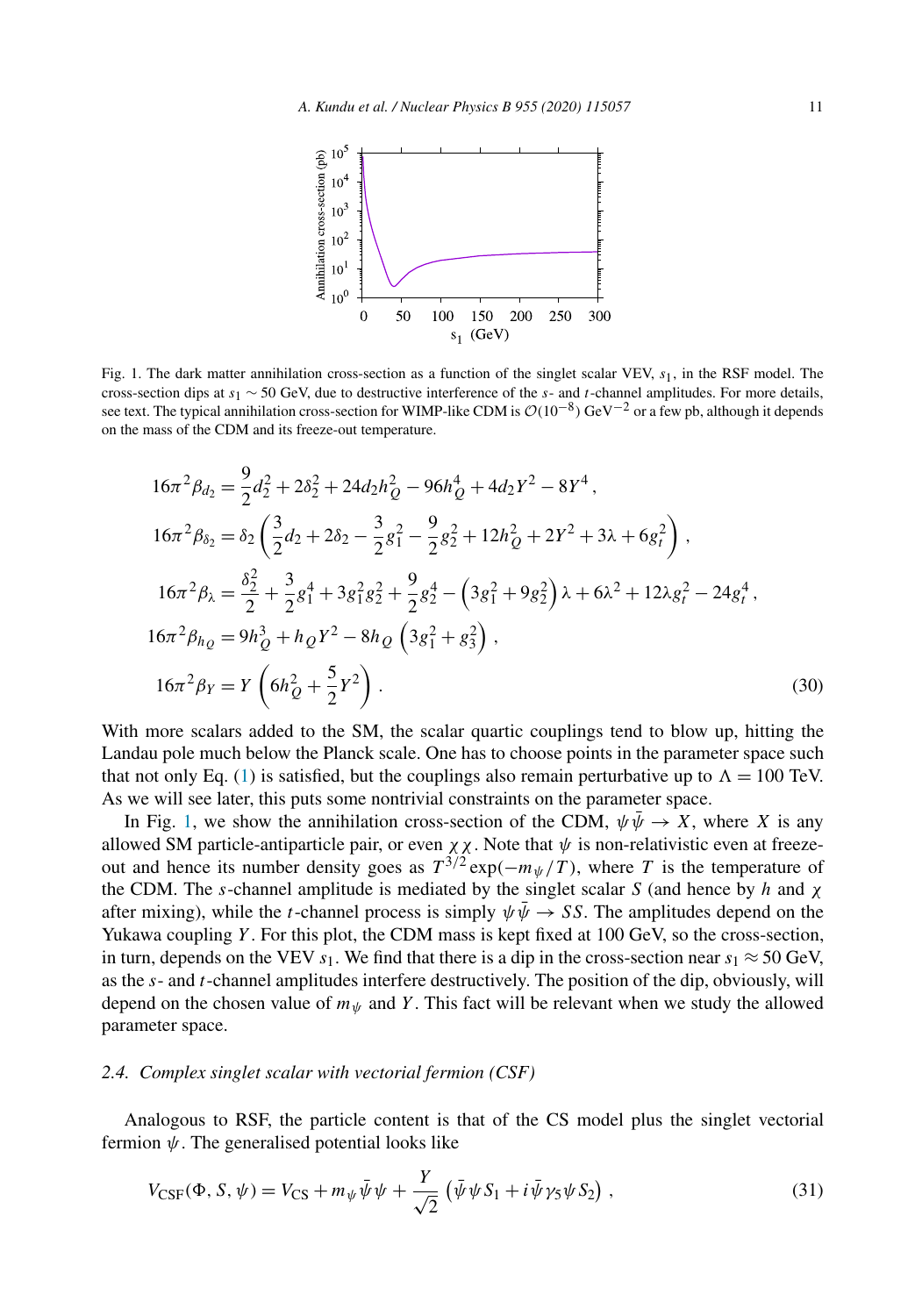Fig. 1. The dark matter annihilation cross-section as a function of the singlet scalar VEV, $s_1$, in the RSF model. The cross-section dips at $s_1 \sim 50$ GeV, due to destructive interference of the $s$- and $t$-channel amplitudes. For more details, see text. The typical annihilation cross-section for WIMP-like CDM is $\mathcal{O}(10^{-8})$ GeV$^{-2}$ or a few pb, although it depends on the mass of the CDM and its freeze-out temperature.

$$
\begin{aligned}
16\pi^2\beta_{d_2} &= \frac{9}{2}d_2^2 + 2\delta_2^2 + 24d_2h_Q^2 - 96h_Q^4 + 4d_2Y^2 - 8Y^4\,, \\
16\pi^2\beta_{\delta_2} &= \delta_2\left(\frac{3}{2}d_2 + 2\delta_2 - \frac{3}{2}g_1^2 - \frac{9}{2}g_2^2 + 12h_Q^2 + 2Y^2 + 3\lambda + 6g_t^2\right), \\
16\pi^2\beta_{\lambda} &= \frac{\delta_2^2}{2} + \frac{3}{2}g_1^4 + 3g_1^2g_2^2 + \frac{9}{2}g_2^4 - \left(3g_1^2 + 9g_2^2\right)\lambda + 6\lambda^2 + 12\lambda g_t^2 - 24g_t^4\,, \\
16\pi^2\beta_{h_Q} &= 9h_Q^3 + h_QY^2 - 8h_Q\left(3g_1^2 + g_3^2\right), \\
16\pi^2\beta_{Y} &= Y\left(6h_Q^2 + \frac{5}{2}Y^2\right).
\end{aligned} \tag{30}
$$

With more scalars added to the SM, the scalar quartic couplings tend to blow up, hitting the Landau pole much below the Planck scale. One has to choose points in the parameter space such that not only Eq. (1) is satisfied, but the couplings also remain perturbative up to $\Lambda = 100$ TeV. As we will see later, this puts some nontrivial constraints on the parameter space.

In Fig. 1, we show the annihilation cross-section of the CDM, $\psi\bar{\psi} \to X$, where $X$ is any allowed SM particle-antiparticle pair, or even $\chi\chi$. Note that $\psi$ is non-relativistic even at freeze-out and hence its number density goes as $T^{3/2}\exp(-m_\psi/T)$, where $T$ is the temperature of the CDM. The $s$-channel amplitude is mediated by the singlet scalar $S$ (and hence by $h$ and $\chi$ after mixing), while the $t$-channel process is simply $\psi\bar{\psi} \to SS$. The amplitudes depend on the Yukawa coupling $Y$. For this plot, the CDM mass is kept fixed at 100 GeV, so the cross-section, in turn, depends on the VEV $s_1$. We find that there is a dip in the cross-section near $s_1 \approx 50$ GeV, as the $s$- and $t$-channel amplitudes interfere destructively. The position of the dip, obviously, will depend on the chosen value of $m_\psi$ and $Y$. This fact will be relevant when we study the allowed parameter space.

### 2.4. Complex singlet scalar with vectorial fermion (CSF)

Analogous to RSF, the particle content is that of the CS model plus the singlet vectorial fermion $\psi$. The generalised potential looks like

$$
V_{\rm CSF}(\Phi, S, \psi) = V_{\rm CS} + m_\psi\bar{\psi}\psi + \frac{Y}{\sqrt{2}}\left(\bar{\psi}\psi S_1 + i\bar{\psi}\gamma_5\psi S_2\right), \tag{31}
$$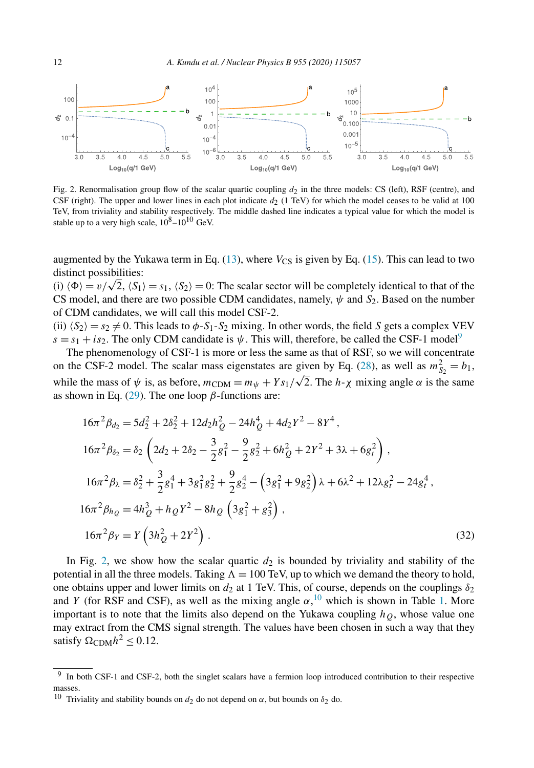Fig. 2. Renormalisation group flow of the scalar quartic coupling $d_2$ in the three models: CS (left), RSF (centre), and CSF (right). The upper and lower lines in each plot indicate $d_2$ (1 TeV) for which the model ceases to be valid at 100 TeV, from triviality and stability respectively. The middle dashed line indicates a typical value for which the model is stable up to a very high scale, $10^8$–$10^{10}$ GeV.

augmented by the Yukawa term in Eq. (13), where $V_{\rm CS}$ is given by Eq. (15). This can lead to two distinct possibilities:

(i) $\langle\Phi\rangle = v/\sqrt{2}$, $\langle S_1\rangle = s_1$, $\langle S_2\rangle = 0$: The scalar sector will be completely identical to that of the CS model, and there are two possible CDM candidates, namely, $\psi$ and $S_2$. Based on the number of CDM candidates, we will call this model CSF-2.

(ii) $\langle S_2\rangle = s_2 \neq 0$. This leads to $\phi$-$S_1$-$S_2$ mixing. In other words, the field $S$ gets a complex VEV $s = s_1 + i s_2$. The only CDM candidate is $\psi$. This will, therefore, be called the CSF-1 model[9]

The phenomenology of CSF-1 is more or less the same as that of RSF, so we will concentrate on the CSF-2 model. The scalar mass eigenstates are given by Eq. (28), as well as $m_{S_2}^2 = b_1$, while the mass of $\psi$ is, as before, $m_{\rm CDM} = m_\psi + Y s_1/\sqrt{2}$. The $h$-$\chi$ mixing angle $\alpha$ is the same as shown in Eq. (29). The one loop $\beta$-functions are:

$$
\begin{aligned}
16\pi^2\beta_{d_2} &= 5d_2^2 + 2\delta_2^2 + 12 d_2 h_Q^2 - 24 h_Q^4 + 4 d_2 Y^2 - 8Y^4\,,\\
16\pi^2\beta_{\delta_2} &= \delta_2\left(2d_2 + 2\delta_2 - \frac{3}{2}g_1^2 - \frac{9}{2}g_2^2 + 6h_Q^2 + 2Y^2 + 3\lambda + 6g_t^2\right)\,,\\
16\pi^2\beta_{\lambda} &= \delta_2^2 + \frac{3}{2}g_1^4 + 3g_1^2 g_2^2 + \frac{9}{2}g_2^4 - \left(3g_1^2 + 9g_2^2\right)\lambda + 6\lambda^2 + 12\lambda g_t^2 - 24 g_t^4\,,\\
16\pi^2\beta_{h_Q} &= 4h_Q^3 + h_Q Y^2 - 8h_Q\left(3g_1^2 + g_3^2\right)\,,\\
16\pi^2\beta_{Y} &= Y\left(3h_Q^2 + 2Y^2\right)\,.
\end{aligned}
\tag{32}
$$

In Fig. 2, we show how the scalar quartic $d_2$ is bounded by triviality and stability of the potential in all the three models. Taking $\Lambda = 100$ TeV, up to which we demand the theory to hold, one obtains upper and lower limits on $d_2$ at 1 TeV. This, of course, depends on the couplings $\delta_2$ and $Y$ (for RSF and CSF), as well as the mixing angle $\alpha$,[10] which is shown in Table 1. More important is to note that the limits also depend on the Yukawa coupling $h_Q$, whose value one may extract from the CMS signal strength. The values have been chosen in such a way that they satisfy $\Omega_{\rm CDM}h^2 \leq 0.12$.

[9] In both CSF-1 and CSF-2, both the singlet scalars have a fermion loop introduced contribution to their respective masses.

[10] Triviality and stability bounds on $d_2$ do not depend on $\alpha$, but bounds on $\delta_2$ do.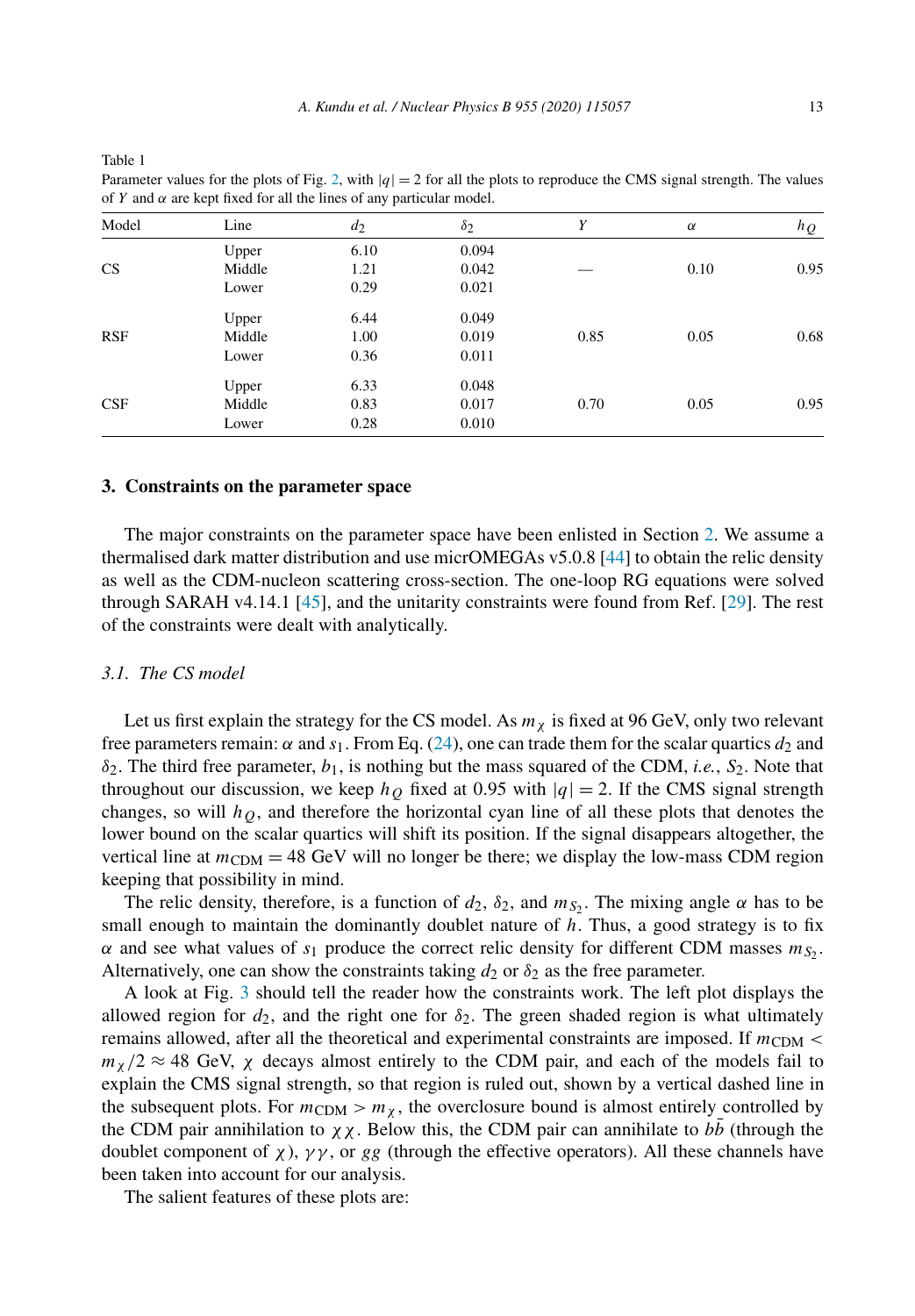Table 1
Parameter values for the plots of Fig. 2, with $|q| = 2$ for all the plots to reproduce the CMS signal strength. The values of $Y$ and $\alpha$ are kept fixed for all the lines of any particular model.

| Model | Line | $d_2$ | $\delta_2$ | $Y$ | $\alpha$ | $h_Q$ |
|---|---|---|---|---|---|---|
| CS | Upper | 6.10 | 0.094 | — | 0.10 | 0.95 |
| | Middle | 1.21 | 0.042 | | | |
| | Lower | 0.29 | 0.021 | | | |
| RSF | Upper | 6.44 | 0.049 | 0.85 | 0.05 | 0.68 |
| | Middle | 1.00 | 0.019 | | | |
| | Lower | 0.36 | 0.011 | | | |
| CSF | Upper | 6.33 | 0.048 | 0.70 | 0.05 | 0.95 |
| | Middle | 0.83 | 0.017 | | | |
| | Lower | 0.28 | 0.010 | | | |

## 3. Constraints on the parameter space

The major constraints on the parameter space have been enlisted in Section 2. We assume a thermalised dark matter distribution and use micrOMEGAs v5.0.8 [44] to obtain the relic density as well as the CDM-nucleon scattering cross-section. The one-loop RG equations were solved through SARAH v4.14.1 [45], and the unitarity constraints were found from Ref. [29]. The rest of the constraints were dealt with analytically.

### 3.1. *The CS model*

Let us first explain the strategy for the CS model. As $m_\chi$ is fixed at 96 GeV, only two relevant free parameters remain: $\alpha$ and $s_1$. From Eq. (24), one can trade them for the scalar quartics $d_2$ and $\delta_2$. The third free parameter, $b_1$, is nothing but the mass squared of the CDM, *i.e.*, $S_2$. Note that throughout our discussion, we keep $h_Q$ fixed at 0.95 with $|q| = 2$. If the CMS signal strength changes, so will $h_Q$, and therefore the horizontal cyan line of all these plots that denotes the lower bound on the scalar quartics will shift its position. If the signal disappears altogether, the vertical line at $m_{\rm CDM} = 48$ GeV will no longer be there; we display the low-mass CDM region keeping that possibility in mind.

The relic density, therefore, is a function of $d_2$, $\delta_2$, and $m_{S_2}$. The mixing angle $\alpha$ has to be small enough to maintain the dominantly doublet nature of $h$. Thus, a good strategy is to fix $\alpha$ and see what values of $s_1$ produce the correct relic density for different CDM masses $m_{S_2}$. Alternatively, one can show the constraints taking $d_2$ or $\delta_2$ as the free parameter.

A look at Fig. 3 should tell the reader how the constraints work. The left plot displays the allowed region for $d_2$, and the right one for $\delta_2$. The green shaded region is what ultimately remains allowed, after all the theoretical and experimental constraints are imposed. If $m_{\rm CDM} < m_\chi/2 \approx 48$ GeV, $\chi$ decays almost entirely to the CDM pair, and each of the models fail to explain the CMS signal strength, so that region is ruled out, shown by a vertical dashed line in the subsequent plots. For $m_{\rm CDM} > m_\chi$, the overclosure bound is almost entirely controlled by the CDM pair annihilation to $\chi\chi$. Below this, the CDM pair can annihilate to $b\bar{b}$ (through the doublet component of $\chi$), $\gamma\gamma$, or $gg$ (through the effective operators). All these channels have been taken into account for our analysis.

The salient features of these plots are: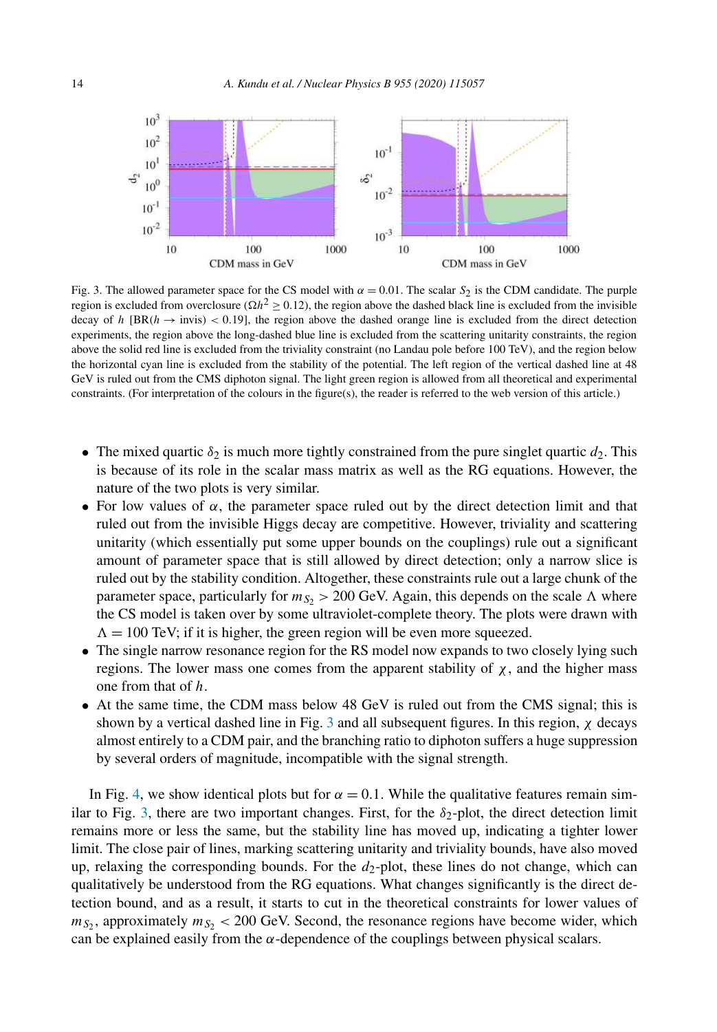Fig. 3. The allowed parameter space for the CS model with $\alpha = 0.01$. The scalar $S_2$ is the CDM candidate. The purple region is excluded from overclosure ($\Omega h^2 \geq 0.12$), the region above the dashed black line is excluded from the invisible decay of $h$ [BR($h \to$ invis) $< 0.19$], the region above the dashed orange line is excluded from the direct detection experiments, the region above the long-dashed blue line is excluded from the scattering unitarity constraints, the region above the solid red line is excluded from the triviality constraint (no Landau pole before 100 TeV), and the region below the horizontal cyan line is excluded from the stability of the potential. The left region of the vertical dashed line at 48 GeV is ruled out from the CMS diphoton signal. The light green region is allowed from all theoretical and experimental constraints. (For interpretation of the colours in the figure(s), the reader is referred to the web version of this article.)

- The mixed quartic $\delta_2$ is much more tightly constrained from the pure singlet quartic $d_2$. This is because of its role in the scalar mass matrix as well as the RG equations. However, the nature of the two plots is very similar.
- For low values of $\alpha$, the parameter space ruled out by the direct detection limit and that ruled out from the invisible Higgs decay are competitive. However, triviality and scattering unitarity (which essentially put some upper bounds on the couplings) rule out a significant amount of parameter space that is still allowed by direct detection; only a narrow slice is ruled out by the stability condition. Altogether, these constraints rule out a large chunk of the parameter space, particularly for $m_{S_2} > 200$ GeV. Again, this depends on the scale $\Lambda$ where the CS model is taken over by some ultraviolet-complete theory. The plots were drawn with $\Lambda = 100$ TeV; if it is higher, the green region will be even more squeezed.
- The single narrow resonance region for the RS model now expands to two closely lying such regions. The lower mass one comes from the apparent stability of $\chi$, and the higher mass one from that of $h$.
- At the same time, the CDM mass below 48 GeV is ruled out from the CMS signal; this is shown by a vertical dashed line in Fig. 3 and all subsequent figures. In this region, $\chi$ decays almost entirely to a CDM pair, and the branching ratio to diphoton suffers a huge suppression by several orders of magnitude, incompatible with the signal strength.

In Fig. 4, we show identical plots but for $\alpha = 0.1$. While the qualitative features remain similar to Fig. 3, there are two important changes. First, for the $\delta_2$-plot, the direct detection limit remains more or less the same, but the stability line has moved up, indicating a tighter lower limit. The close pair of lines, marking scattering unitarity and triviality bounds, have also moved up, relaxing the corresponding bounds. For the $d_2$-plot, these lines do not change, which can qualitatively be understood from the RG equations. What changes significantly is the direct detection bound, and as a result, it starts to cut in the theoretical constraints for lower values of $m_{S_2}$, approximately $m_{S_2} < 200$ GeV. Second, the resonance regions have become wider, which can be explained easily from the $\alpha$-dependence of the couplings between physical scalars.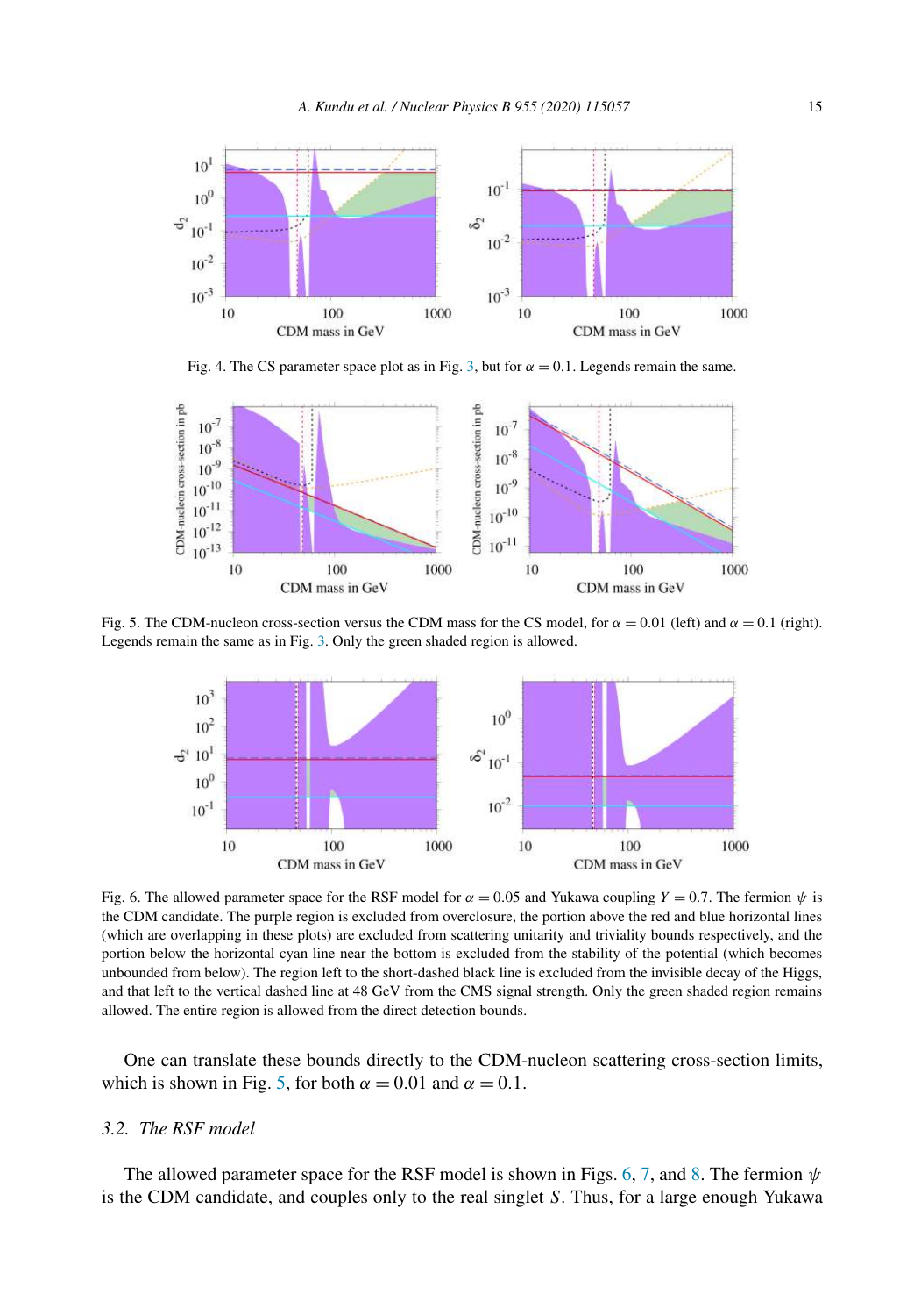Fig. 4. The CS parameter space plot as in Fig. 3, but for $\alpha = 0.1$. Legends remain the same.

Fig. 5. The CDM-nucleon cross-section versus the CDM mass for the CS model, for $\alpha = 0.01$ (left) and $\alpha = 0.1$ (right). Legends remain the same as in Fig. 3. Only the green shaded region is allowed.

Fig. 6. The allowed parameter space for the RSF model for $\alpha = 0.05$ and Yukawa coupling $Y = 0.7$. The fermion $\psi$ is the CDM candidate. The purple region is excluded from overclosure, the portion above the red and blue horizontal lines (which are overlapping in these plots) are excluded from scattering unitarity and triviality bounds respectively, and the portion below the horizontal cyan line near the bottom is excluded from the stability of the potential (which becomes unbounded from below). The region left to the short-dashed black line is excluded from the invisible decay of the Higgs, and that left to the vertical dashed line at 48 GeV from the CMS signal strength. Only the green shaded region remains allowed. The entire region is allowed from the direct detection bounds.

One can translate these bounds directly to the CDM-nucleon scattering cross-section limits, which is shown in Fig. 5, for both $\alpha = 0.01$ and $\alpha = 0.1$.

### 3.2. The RSF model

The allowed parameter space for the RSF model is shown in Figs. 6, 7, and 8. The fermion $\psi$ is the CDM candidate, and couples only to the real singlet $S$. Thus, for a large enough Yukawa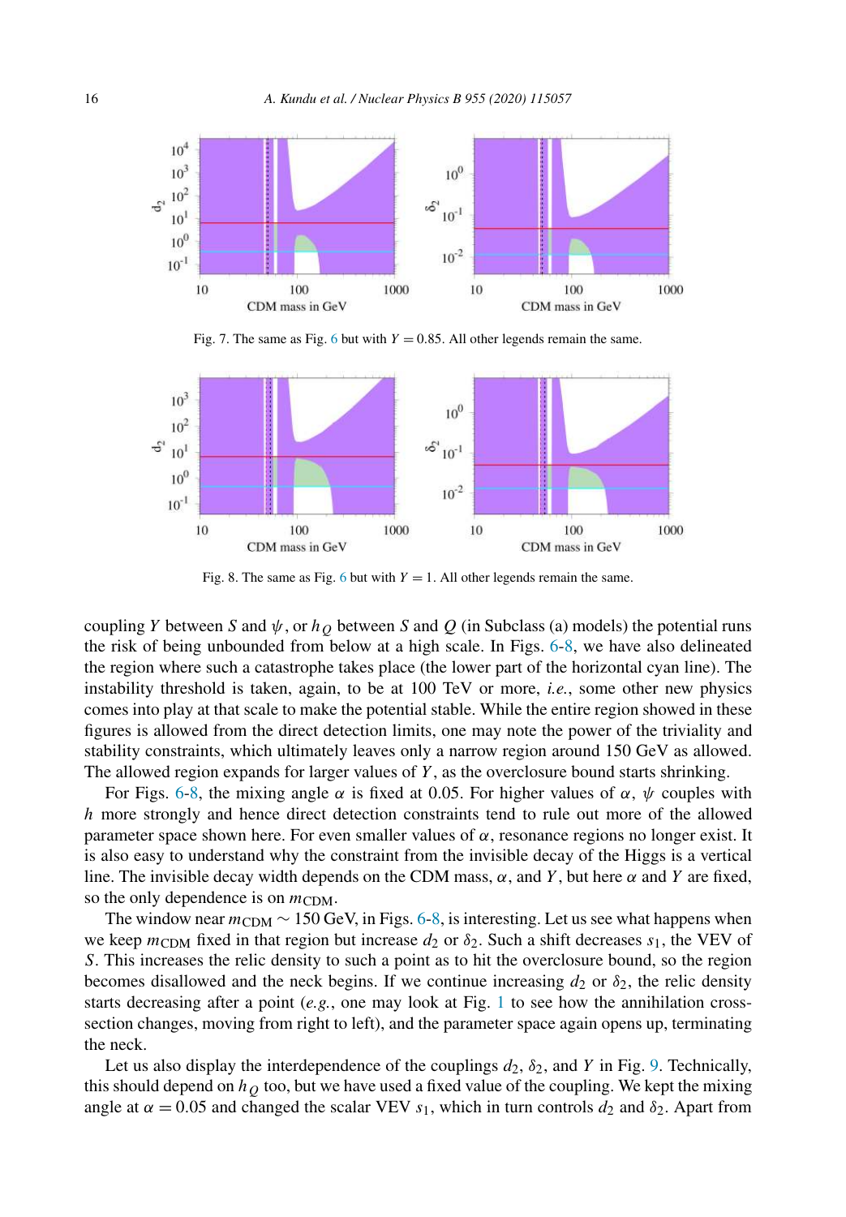Fig. 7. The same as Fig. 6 but with $Y = 0.85$. All other legends remain the same.

Fig. 8. The same as Fig. 6 but with $Y = 1$. All other legends remain the same.

coupling $Y$ between $S$ and $\psi$, or $h_Q$ between $S$ and $Q$ (in Subclass (a) models) the potential runs the risk of being unbounded from below at a high scale. In Figs. 6-8, we have also delineated the region where such a catastrophe takes place (the lower part of the horizontal cyan line). The instability threshold is taken, again, to be at 100 TeV or more, *i.e.*, some other new physics comes into play at that scale to make the potential stable. While the entire region shown in these figures is allowed from the direct detection limits, one may note the power of the triviality and stability constraints, which ultimately leaves only a narrow region around 150 GeV as allowed. The allowed region expands for larger values of $Y$, as the overclosure bound starts shrinking.

For Figs. 6-8, the mixing angle $\alpha$ is fixed at 0.05. For higher values of $\alpha$, $\psi$ couples with $h$ more strongly and hence direct detection constraints tend to rule out more of the allowed parameter space shown here. For even smaller values of $\alpha$, resonance regions no longer exist. It is also easy to understand why the constraint from the invisible decay of the Higgs is a vertical line. The invisible decay width depends on the CDM mass, $\alpha$, and $Y$, but here $\alpha$ and $Y$ are fixed, so the only dependence is on $m_{\rm CDM}$.

The window near $m_{\rm CDM} \sim 150$ GeV, in Figs. 6-8, is interesting. Let us see what happens when we keep $m_{\rm CDM}$ fixed in that region but increase $d_2$ or $\delta_2$. Such a shift decreases $s_1$, the VEV of $S$. This increases the relic density to such a point as to hit the overclosure bound, so the region becomes disallowed and the neck begins. If we continue increasing $d_2$ or $\delta_2$, the relic density starts decreasing after a point (*e.g.*, one may look at Fig. 1 to see how the annihilation cross-section changes, moving from right to left), and the parameter space again opens up, terminating the neck.

Let us also display the interdependence of the couplings $d_2$, $\delta_2$, and $Y$ in Fig. 9. Technically, this should depend on $h_Q$ too, but we have used a fixed value of the coupling. We kept the mixing angle at $\alpha = 0.05$ and changed the scalar VEV $s_1$, which in turn controls $d_2$ and $\delta_2$. Apart from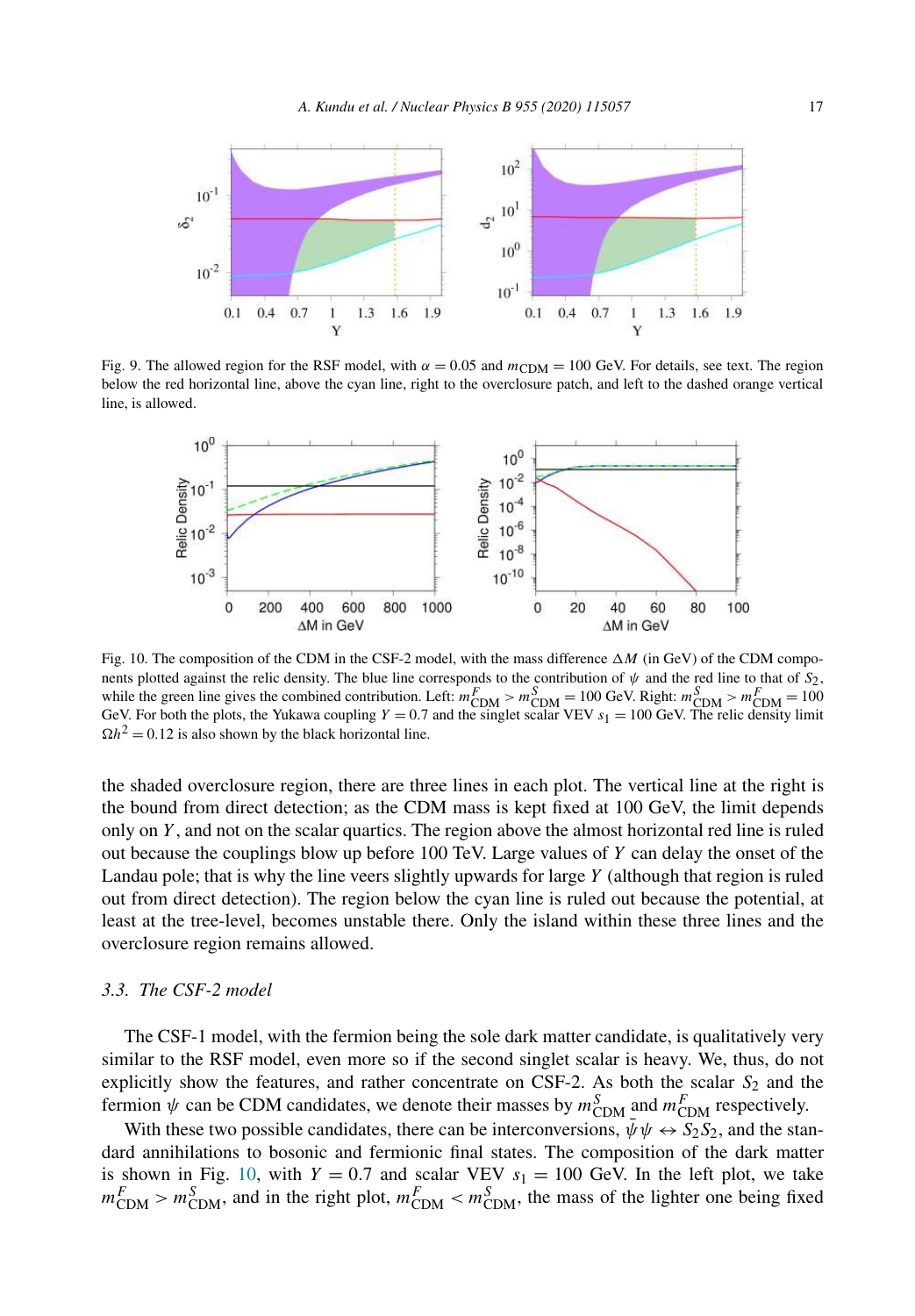Fig. 9. The allowed region for the RSF model, with $\alpha = 0.05$ and $m_{\rm CDM} = 100$ GeV. For details, see text. The region below the red horizontal line, above the cyan line, right to the overclosure patch, and left to the dashed orange vertical line, is allowed.

Fig. 10. The composition of the CDM in the CSF-2 model, with the mass difference $\Delta M$ (in GeV) of the CDM components plotted against the relic density. The blue line corresponds to the contribution of $\psi$ and the red line to that of $S_2$, while the green line gives the combined contribution. Left: $m^F_{\rm CDM} > m^S_{\rm CDM} = 100$ GeV. Right: $m^S_{\rm CDM} > m^F_{\rm CDM} = 100$ GeV. For both the plots, the Yukawa coupling $Y = 0.7$ and the singlet scalar VEV $s_1 = 100$ GeV. The relic density limit $\Omega h^2 = 0.12$ is also shown by the black horizontal line.

the shaded overclosure region, there are three lines in each plot. The vertical line at the right is the bound from direct detection; as the CDM mass is kept fixed at 100 GeV, the limit depends only on $Y$, and not on the scalar quartics. The region above the almost horizontal red line is ruled out because the couplings blow up before 100 TeV. Large values of $Y$ can delay the onset of the Landau pole; that is why the line veers slightly upwards for large $Y$ (although that region is ruled out from direct detection). The region below the cyan line is ruled out because the potential, at least at the tree-level, becomes unstable there. Only the island within these three lines and the overclosure region remains allowed.

### 3.3. The CSF-2 model

The CSF-1 model, with the fermion being the sole dark matter candidate, is qualitatively very similar to the RSF model, even more so if the second singlet scalar is heavy. We, thus, do not explicitly show the features, and rather concentrate on CSF-2. As both the scalar $S_2$ and the fermion $\psi$ can be CDM candidates, we denote their masses by $m^S_{\rm CDM}$ and $m^F_{\rm CDM}$ respectively.

With these two possible candidates, there can be interconversions, $\bar{\psi}\psi \leftrightarrow S_2S_2$, and the standard annihilations to bosonic and fermionic final states. The composition of the dark matter is shown in Fig. 10, with $Y = 0.7$ and scalar VEV $s_1 = 100$ GeV. In the left plot, we take $m^F_{\rm CDM} > m^S_{\rm CDM}$, and in the right plot, $m^F_{\rm CDM} < m^S_{\rm CDM}$, the mass of the lighter one being fixed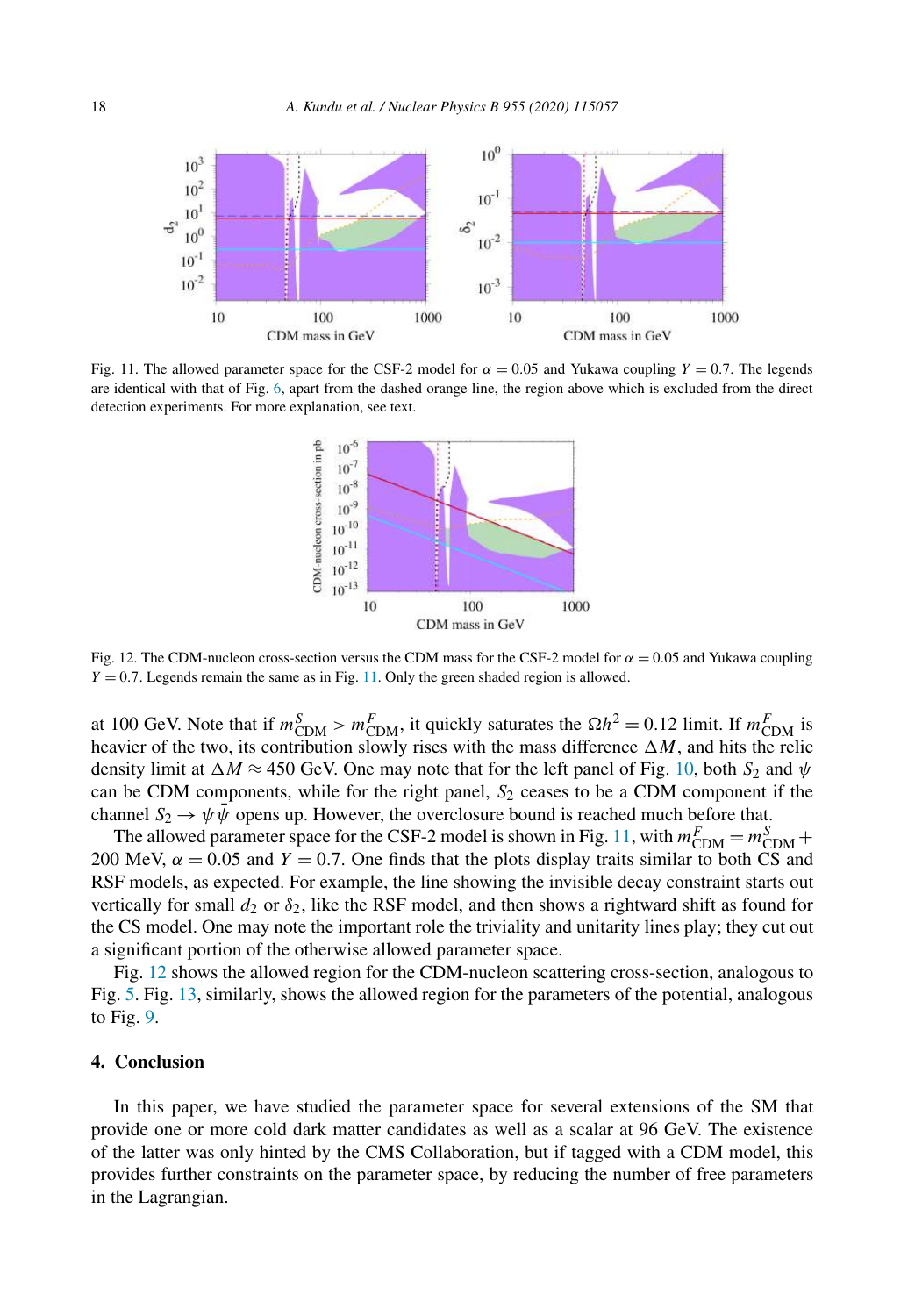Fig. 11. The allowed parameter space for the CSF-2 model for $\alpha = 0.05$ and Yukawa coupling $Y = 0.7$. The legends are identical with that of Fig. 6, apart from the dashed orange line, the region above which is excluded from the direct detection experiments. For more explanation, see text.

Fig. 12. The CDM-nucleon cross-section versus the CDM mass for the CSF-2 model for $\alpha = 0.05$ and Yukawa coupling $Y = 0.7$. Legends remain the same as in Fig. 11. Only the green shaded region is allowed.

at 100 GeV. Note that if $m^S_{\rm CDM} > m^F_{\rm CDM}$, it quickly saturates the $\Omega h^2 = 0.12$ limit. If $m^F_{\rm CDM}$ is heavier of the two, its contribution slowly rises with the mass difference $\Delta M$, and hits the relic density limit at $\Delta M \approx 450$ GeV. One may note that for the left panel of Fig. 10, both $S_2$ and $\psi$ can be CDM components, while for the right panel, $S_2$ ceases to be a CDM component if the channel $S_2 \to \psi\bar{\psi}$ opens up. However, the overclosure bound is reached much before that.

The allowed parameter space for the CSF-2 model is shown in Fig. 11, with $m^F_{\rm CDM} = m^S_{\rm CDM} +$ 200 MeV, $\alpha = 0.05$ and $Y = 0.7$. One finds that the plots display traits similar to both CS and RSF models, as expected. For example, the line showing the invisible decay constraint starts out vertically for small $d_2$ or $\delta_2$, like the RSF model, and then shows a rightward shift as found for the CS model. One may note the important role the triviality and unitarity lines play; they cut out a significant portion of the otherwise allowed parameter space.

Fig. 12 shows the allowed region for the CDM-nucleon scattering cross-section, analogous to Fig. 5. Fig. 13, similarly, shows the allowed region for the parameters of the potential, analogous to Fig. 9.

## 4. Conclusion

In this paper, we have studied the parameter space for several extensions of the SM that provide one or more cold dark matter candidates as well as a scalar at 96 GeV. The existence of the latter was only hinted by the CMS Collaboration, but if tagged with a CDM model, this provides further constraints on the parameter space, by reducing the number of free parameters in the Lagrangian.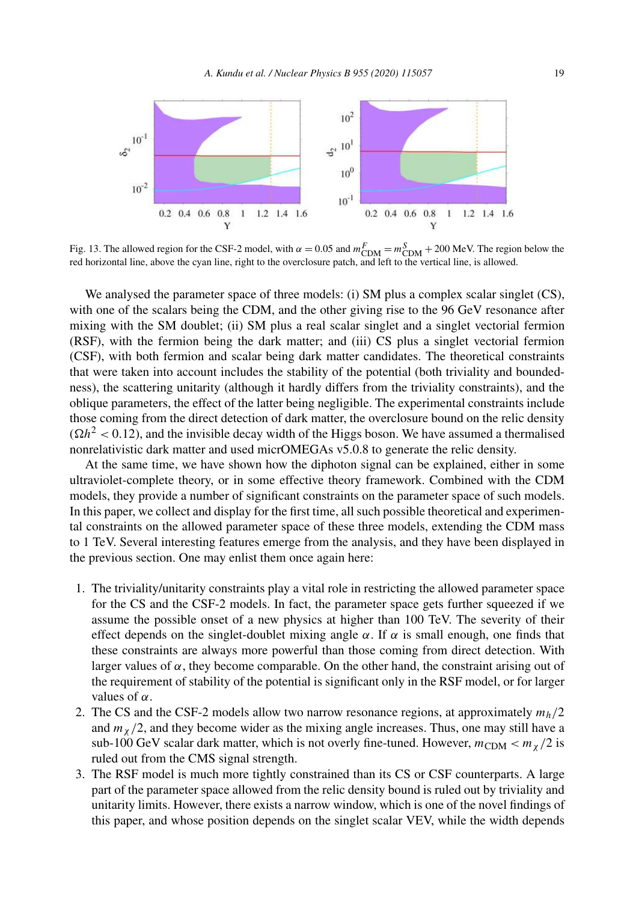Fig. 13. The allowed region for the CSF-2 model, with $\alpha = 0.05$ and $m^F_{\rm CDM} = m^S_{\rm CDM} + 200$ MeV. The region below the red horizontal line, above the cyan line, right to the overclosure patch, and left to the vertical line, is allowed.

We analysed the parameter space of three models: (i) SM plus a complex scalar singlet (CS), with one of the scalars being the CDM, and the other giving rise to the 96 GeV resonance after mixing with the SM doublet; (ii) SM plus a real scalar singlet and a singlet vectorial fermion (RSF), with the fermion being the dark matter; and (iii) CS plus a singlet vectorial fermion (CSF), with both fermion and scalar being dark matter candidates. The theoretical constraints that were taken into account includes the stability of the potential (both triviality and boundedness), the scattering unitarity (although it hardly differs from the triviality constraints), and the oblique parameters, the effect of the latter being negligible. The experimental constraints include those coming from the direct detection of dark matter, the overclosure bound on the relic density ($\Omega h^2 < 0.12$), and the invisible decay width of the Higgs boson. We have assumed a thermalised nonrelativistic dark matter and used micrOMEGAs v5.0.8 to generate the relic density.

At the same time, we have shown how the diphoton signal can be explained, either in some ultraviolet-complete theory, or in some effective theory framework. Combined with the CDM models, they provide a number of significant constraints on the parameter space of such models. In this paper, we collect and display for the first time, all such possible theoretical and experimental constraints on the allowed parameter space of these three models, extending the CDM mass to 1 TeV. Several interesting features emerge from the analysis, and they have been displayed in the previous section. One may enlist them once again here:

1. The triviality/unitarity constraints play a vital role in restricting the allowed parameter space for the CS and the CSF-2 models. In fact, the parameter space gets further squeezed if we assume the possible onset of a new physics at higher than 100 TeV. The severity of their effect depends on the singlet-doublet mixing angle $\alpha$. If $\alpha$ is small enough, one finds that these constraints are always more powerful than those coming from direct detection. With larger values of $\alpha$, they become comparable. On the other hand, the constraint arising out of the requirement of stability of the potential is significant only in the RSF model, or for larger values of $\alpha$.
2. The CS and the CSF-2 models allow two narrow resonance regions, at approximately $m_h/2$ and $m_\chi/2$, and they become wider as the mixing angle increases. Thus, one may still have a sub-100 GeV scalar dark matter, which is not overly fine-tuned. However, $m_{\rm CDM} < m_\chi/2$ is ruled out from the CMS signal strength.
3. The RSF model is much more tightly constrained than its CS or CSF counterparts. A large part of the parameter space allowed from the relic density bound is ruled out by triviality and unitarity limits. However, there exists a narrow window, which is one of the novel findings of this paper, and whose position depends on the singlet scalar VEV, while the width depends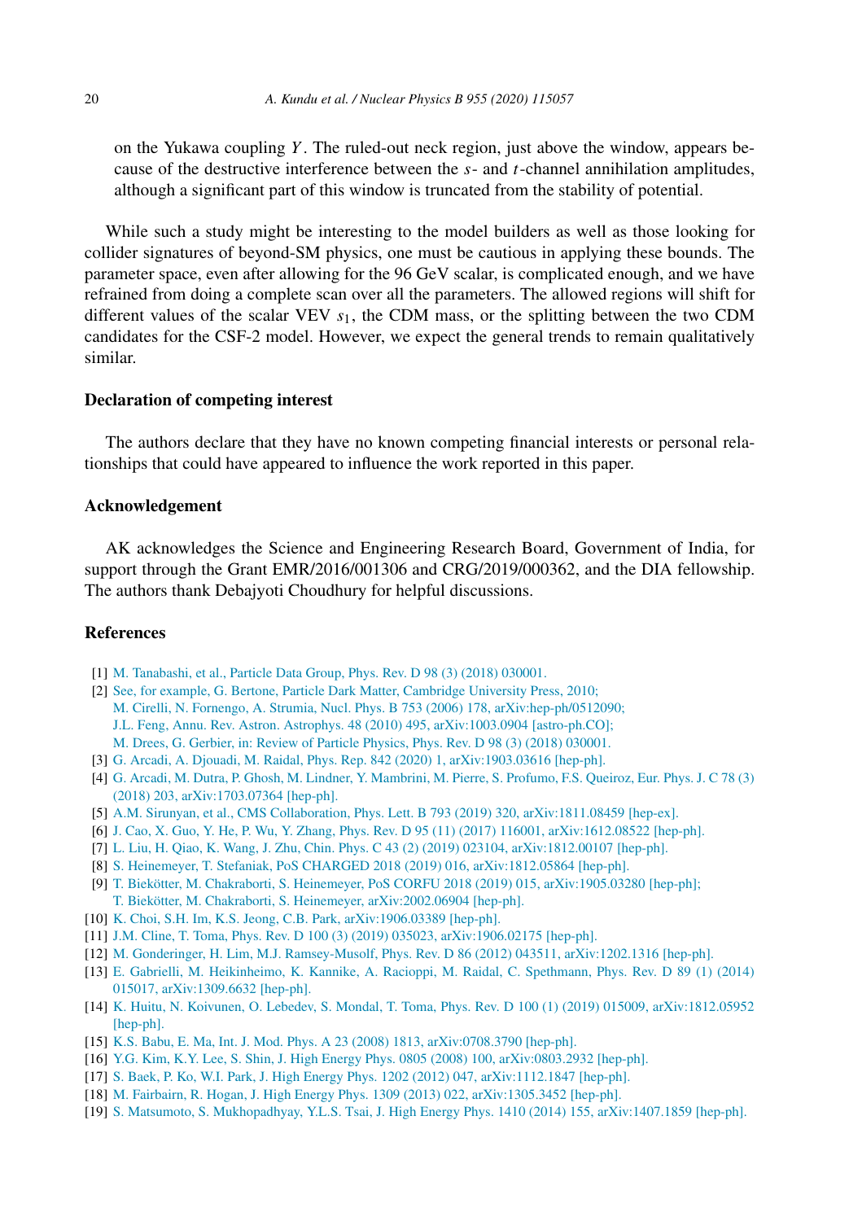on the Yukawa coupling $Y$. The ruled-out neck region, just above the window, appears because of the destructive interference between the $s$- and $t$-channel annihilation amplitudes, although a significant part of this window is truncated from the stability of potential.

While such a study might be interesting to the model builders as well as those looking for collider signatures of beyond-SM physics, one must be cautious in applying these bounds. The parameter space, even after allowing for the 96 GeV scalar, is complicated enough, and we have refrained from doing a complete scan over all the parameters. The allowed regions will shift for different values of the scalar VEV $s_1$, the CDM mass, or the splitting between the two CDM candidates for the CSF-2 model. However, we expect the general trends to remain qualitatively similar.

## Declaration of competing interest

The authors declare that they have no known competing financial interests or personal relationships that could have appeared to influence the work reported in this paper.

## Acknowledgement

AK acknowledges the Science and Engineering Research Board, Government of India, for support through the Grant EMR/2016/001306 and CRG/2019/000362, and the DIA fellowship. The authors thank Debajyoti Choudhury for helpful discussions.

## References

[1] M. Tanabashi, et al., Particle Data Group, Phys. Rev. D 98 (3) (2018) 030001.

[2] See, for example, G. Bertone, Particle Dark Matter, Cambridge University Press, 2010;
M. Cirelli, N. Fornengo, A. Strumia, Nucl. Phys. B 753 (2006) 178, arXiv:hep-ph/0512090;
J.L. Feng, Annu. Rev. Astron. Astrophys. 48 (2010) 495, arXiv:1003.0904 [astro-ph.CO];
M. Drees, G. Gerbier, in: Review of Particle Physics, Phys. Rev. D 98 (3) (2018) 030001.

[3] G. Arcadi, A. Djouadi, M. Raidal, Phys. Rep. 842 (2020) 1, arXiv:1903.03616 [hep-ph].

[4] G. Arcadi, M. Dutra, P. Ghosh, M. Lindner, Y. Mambrini, M. Pierre, S. Profumo, F.S. Queiroz, Eur. Phys. J. C 78 (3) (2018) 203, arXiv:1703.07364 [hep-ph].

[5] A.M. Sirunyan, et al., CMS Collaboration, Phys. Lett. B 793 (2019) 320, arXiv:1811.08459 [hep-ex].

[6] J. Cao, X. Guo, Y. He, P. Wu, Y. Zhang, Phys. Rev. D 95 (11) (2017) 116001, arXiv:1612.08522 [hep-ph].

[7] L. Liu, H. Qiao, K. Wang, J. Zhu, Chin. Phys. C 43 (2) (2019) 023104, arXiv:1812.00107 [hep-ph].

[8] S. Heinemeyer, T. Stefaniak, PoS CHARGED 2018 (2019) 016, arXiv:1812.05864 [hep-ph].

[9] T. Biekötter, M. Chakraborti, S. Heinemeyer, PoS CORFU 2018 (2019) 015, arXiv:1905.03280 [hep-ph];
T. Biekötter, M. Chakraborti, S. Heinemeyer, arXiv:2002.06904 [hep-ph].

[10] K. Choi, S.H. Im, K.S. Jeong, C.B. Park, arXiv:1906.03389 [hep-ph].

[11] J.M. Cline, T. Toma, Phys. Rev. D 100 (3) (2019) 035023, arXiv:1906.02175 [hep-ph].

[12] M. Gonderinger, H. Lim, M.J. Ramsey-Musolf, Phys. Rev. D 86 (2012) 043511, arXiv:1202.1316 [hep-ph].

[13] E. Gabrielli, M. Heikinheimo, K. Kannike, A. Racioppi, M. Raidal, C. Spethmann, Phys. Rev. D 89 (1) (2014) 015017, arXiv:1309.6632 [hep-ph].

[14] K. Huitu, N. Koivunen, O. Lebedev, S. Mondal, T. Toma, Phys. Rev. D 100 (1) (2019) 015009, arXiv:1812.05952 [hep-ph].

[15] K.S. Babu, E. Ma, Int. J. Mod. Phys. A 23 (2008) 1813, arXiv:0708.3790 [hep-ph].

[16] Y.G. Kim, K.Y. Lee, S. Shin, J. High Energy Phys. 0805 (2008) 100, arXiv:0803.2932 [hep-ph].

[17] S. Baek, P. Ko, W.I. Park, J. High Energy Phys. 1202 (2012) 047, arXiv:1112.1847 [hep-ph].

[18] M. Fairbairn, R. Hogan, J. High Energy Phys. 1309 (2013) 022, arXiv:1305.3452 [hep-ph].

[19] S. Matsumoto, S. Mukhopadhyay, Y.L.S. Tsai, J. High Energy Phys. 1410 (2014) 155, arXiv:1407.1859 [hep-ph].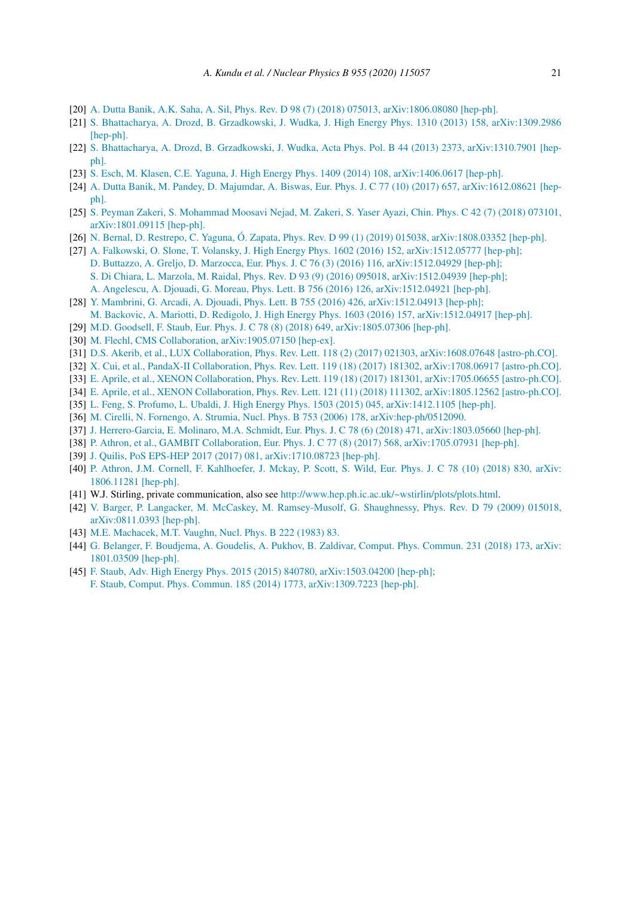[20] A. Dutta Banik, A.K. Saha, A. Sil, Phys. Rev. D 98 (7) (2018) 075013, arXiv:1806.08080 [hep-ph].

[21] S. Bhattacharya, A. Drozd, B. Grzadkowski, J. Wudka, J. High Energy Phys. 1310 (2013) 158, arXiv:1309.2986 [hep-ph].

[22] S. Bhattacharya, A. Drozd, B. Grzadkowski, J. Wudka, Acta Phys. Pol. B 44 (2013) 2373, arXiv:1310.7901 [hep-ph].

[23] S. Esch, M. Klasen, C.E. Yaguna, J. High Energy Phys. 1409 (2014) 108, arXiv:1406.0617 [hep-ph].

[24] A. Dutta Banik, M. Pandey, D. Majumdar, A. Biswas, Eur. Phys. J. C 77 (10) (2017) 657, arXiv:1612.08621 [hep-ph].

[25] S. Peyman Zakeri, S. Mohammad Moosavi Nejad, M. Zakeri, S. Yaser Ayazi, Chin. Phys. C 42 (7) (2018) 073101, arXiv:1801.09115 [hep-ph].

[26] N. Bernal, D. Restrepo, C. Yaguna, Ó. Zapata, Phys. Rev. D 99 (1) (2019) 015038, arXiv:1808.03352 [hep-ph].

[27] A. Falkowski, O. Slone, T. Volansky, J. High Energy Phys. 1602 (2016) 152, arXiv:1512.05777 [hep-ph];
D. Buttazzo, A. Greljo, D. Marzocca, Eur. Phys. J. C 76 (3) (2016) 116, arXiv:1512.04929 [hep-ph];
S. Di Chiara, L. Marzola, M. Raidal, Phys. Rev. D 93 (9) (2016) 095018, arXiv:1512.04939 [hep-ph];
A. Angelescu, A. Djouadi, G. Moreau, Phys. Lett. B 756 (2016) 126, arXiv:1512.04921 [hep-ph].

[28] Y. Mambrini, G. Arcadi, A. Djouadi, Phys. Lett. B 755 (2016) 426, arXiv:1512.04913 [hep-ph];
M. Backovic, A. Mariotti, D. Redigolo, J. High Energy Phys. 1603 (2016) 157, arXiv:1512.04917 [hep-ph].

[29] M.D. Goodsell, F. Staub, Eur. Phys. J. C 78 (8) (2018) 649, arXiv:1805.07306 [hep-ph].

[30] M. Flechl, CMS Collaboration, arXiv:1905.07150 [hep-ex].

[31] D.S. Akerib, et al., LUX Collaboration, Phys. Rev. Lett. 118 (2) (2017) 021303, arXiv:1608.07648 [astro-ph.CO].

[32] X. Cui, et al., PandaX-II Collaboration, Phys. Rev. Lett. 119 (18) (2017) 181302, arXiv:1708.06917 [astro-ph.CO].

[33] E. Aprile, et al., XENON Collaboration, Phys. Rev. Lett. 119 (18) (2017) 181301, arXiv:1705.06655 [astro-ph.CO].

[34] E. Aprile, et al., XENON Collaboration, Phys. Rev. Lett. 121 (11) (2018) 111302, arXiv:1805.12562 [astro-ph.CO].

[35] L. Feng, S. Profumo, L. Ubaldi, J. High Energy Phys. 1503 (2015) 045, arXiv:1412.1105 [hep-ph].

[36] M. Cirelli, N. Fornengo, A. Strumia, Nucl. Phys. B 753 (2006) 178, arXiv:hep-ph/0512090.

[37] J. Herrero-Garcia, E. Molinaro, M.A. Schmidt, Eur. Phys. J. C 78 (6) (2018) 471, arXiv:1803.05660 [hep-ph].

[38] P. Athron, et al., GAMBIT Collaboration, Eur. Phys. J. C 77 (8) (2017) 568, arXiv:1705.07931 [hep-ph].

[39] J. Quilis, PoS EPS-HEP 2017 (2017) 081, arXiv:1710.08723 [hep-ph].

[40] P. Athron, J.M. Cornell, F. Kahlhoefer, J. Mckay, P. Scott, S. Wild, Eur. Phys. J. C 78 (10) (2018) 830, arXiv:1806.11281 [hep-ph].

[41] W.J. Stirling, private communication, also see http://www.hep.ph.ic.ac.uk/~wstirlin/plots/plots.html.

[42] V. Barger, P. Langacker, M. McCaskey, M. Ramsey-Musolf, G. Shaughnessy, Phys. Rev. D 79 (2009) 015018, arXiv:0811.0393 [hep-ph].

[43] M.E. Machacek, M.T. Vaughn, Nucl. Phys. B 222 (1983) 83.

[44] G. Belanger, F. Boudjema, A. Goudelis, A. Pukhov, B. Zaldivar, Comput. Phys. Commun. 231 (2018) 173, arXiv:1801.03509 [hep-ph].

[45] F. Staub, Adv. High Energy Phys. 2015 (2015) 840780, arXiv:1503.04200 [hep-ph];
F. Staub, Comput. Phys. Commun. 185 (2014) 1773, arXiv:1309.7223 [hep-ph].